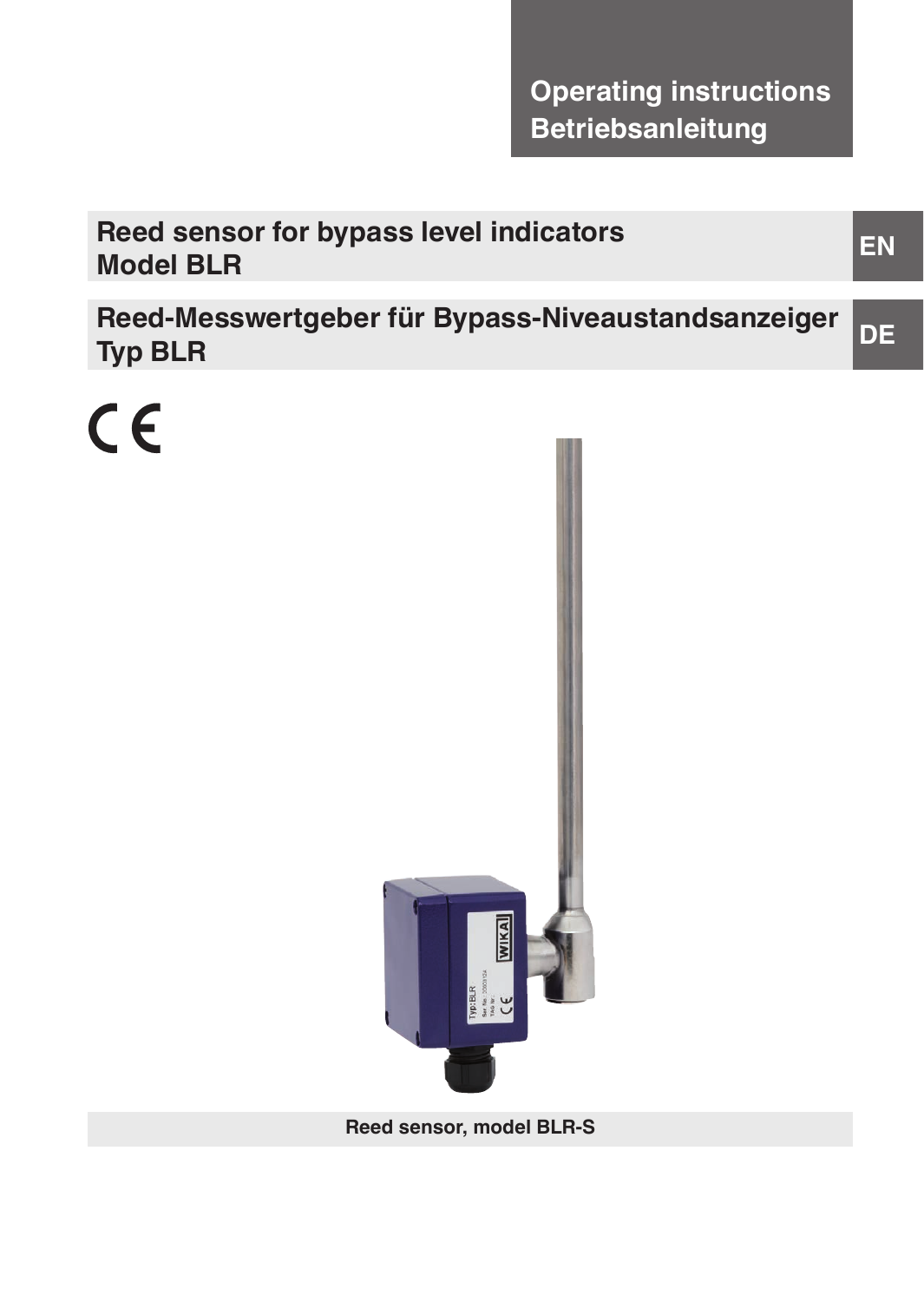Operating instructions
Betriebsanleitung

# Reed sensor for bypass level indicators Model BLR

EN

# Reed-Messwertgeber für Bypass-Niveaustandsanzeiger Typ BLR

DE

Reed sensor, model BLR-S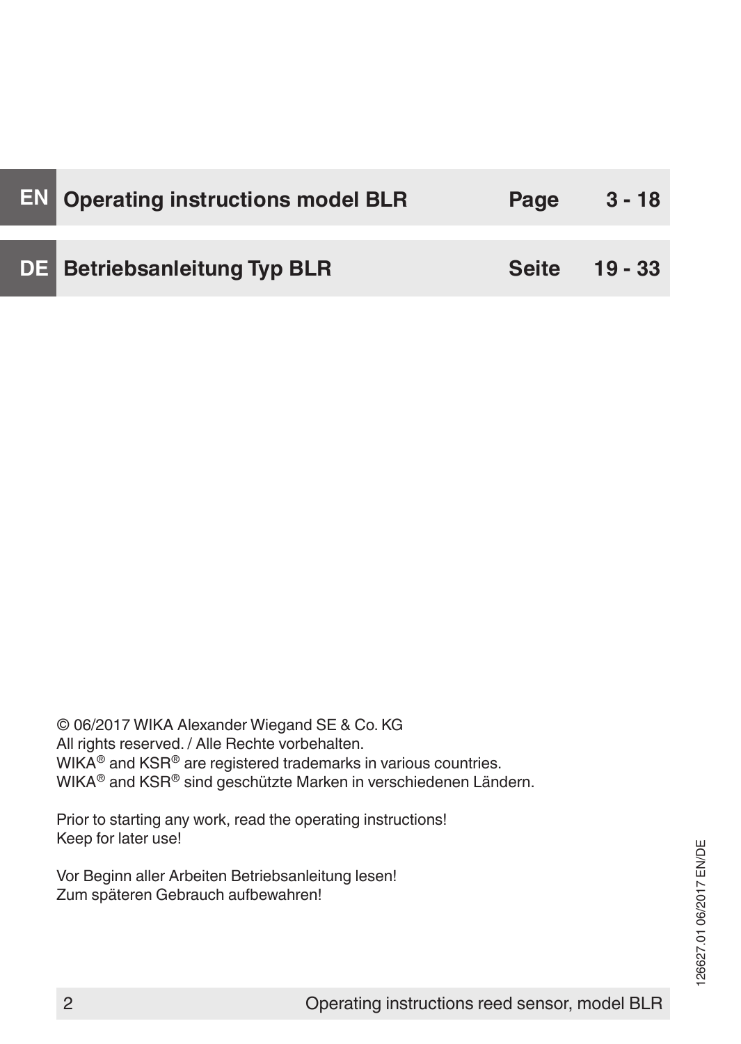| | | | |
|---|---|---|---|
| **EN** | **Operating instructions model BLR** | **Page** | **3 - 18** |
| **DE** | **Betriebsanleitung Typ BLR** | **Seite** | **19 - 33** |

© 06/2017 WIKA Alexander Wiegand SE & Co. KG
All rights reserved. / Alle Rechte vorbehalten.
WIKA® and KSR® are registered trademarks in various countries.
WIKA® and KSR® sind geschützte Marken in verschiedenen Ländern.

Prior to starting any work, read the operating instructions!
Keep for later use!

Vor Beginn aller Arbeiten Betriebsanleitung lesen!
Zum späteren Gebrauch aufbewahren!

126627.01 06/2017 EN/DE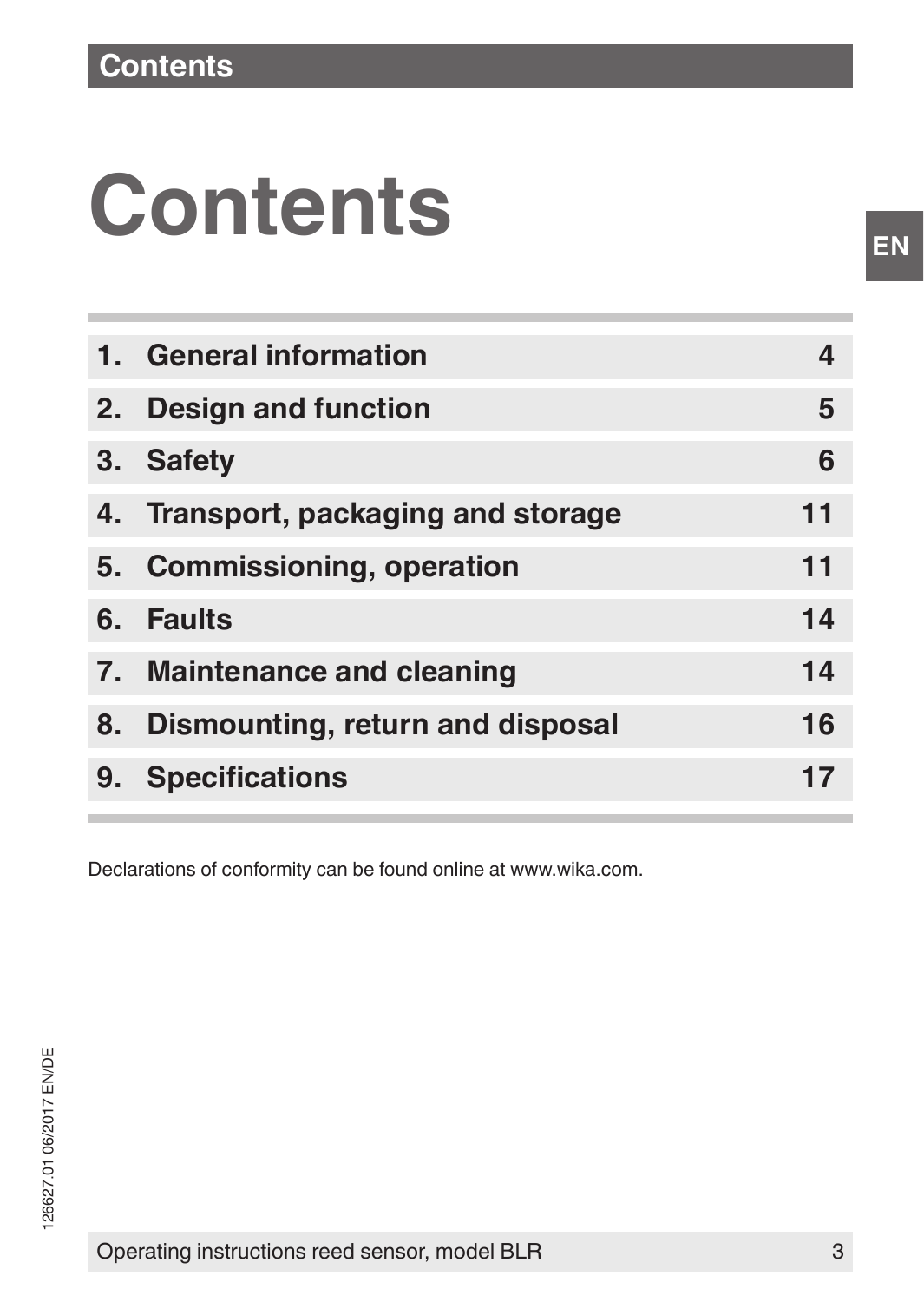# Contents

| | | |
|---|---|---|
| 1. | General information | 4 |
| 2. | Design and function | 5 |
| 3. | Safety | 6 |
| 4. | Transport, packaging and storage | 11 |
| 5. | Commissioning, operation | 11 |
| 6. | Faults | 14 |
| 7. | Maintenance and cleaning | 14 |
| 8. | Dismounting, return and disposal | 16 |
| 9. | Specifications | 17 |

Declarations of conformity can be found online at www.wika.com.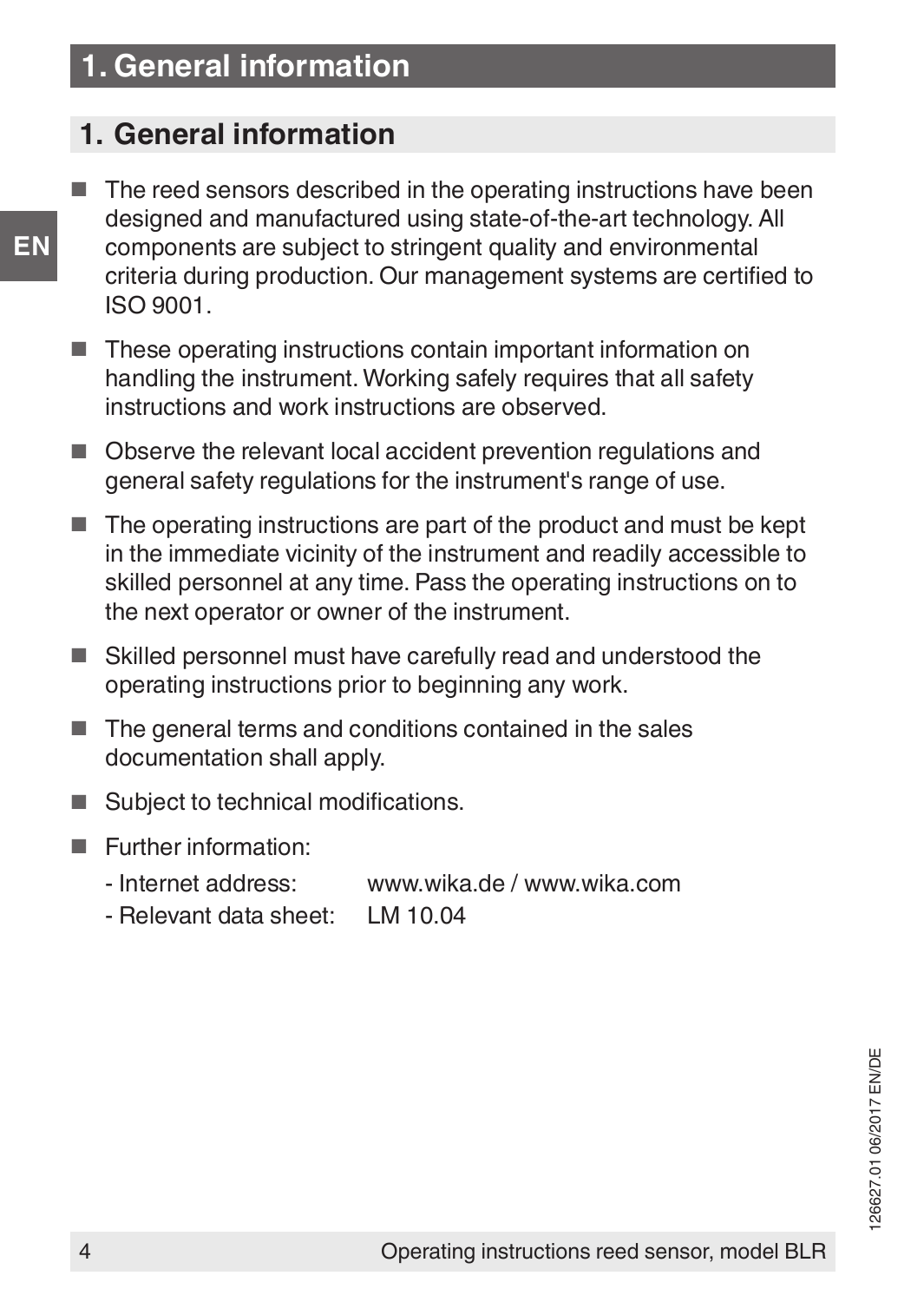# 1. General information

## 1. General information

- The reed sensors described in the operating instructions have been designed and manufactured using state-of-the-art technology. All components are subject to stringent quality and environmental criteria during production. Our management systems are certified to ISO 9001.
- These operating instructions contain important information on handling the instrument. Working safely requires that all safety instructions and work instructions are observed.
- Observe the relevant local accident prevention regulations and general safety regulations for the instrument's range of use.
- The operating instructions are part of the product and must be kept in the immediate vicinity of the instrument and readily accessible to skilled personnel at any time. Pass the operating instructions on to the next operator or owner of the instrument.
- Skilled personnel must have carefully read and understood the operating instructions prior to beginning any work.
- The general terms and conditions contained in the sales documentation shall apply.
- Subject to technical modifications.
- Further information:
  - Internet address: www.wika.de / www.wika.com
  - Relevant data sheet: LM 10.04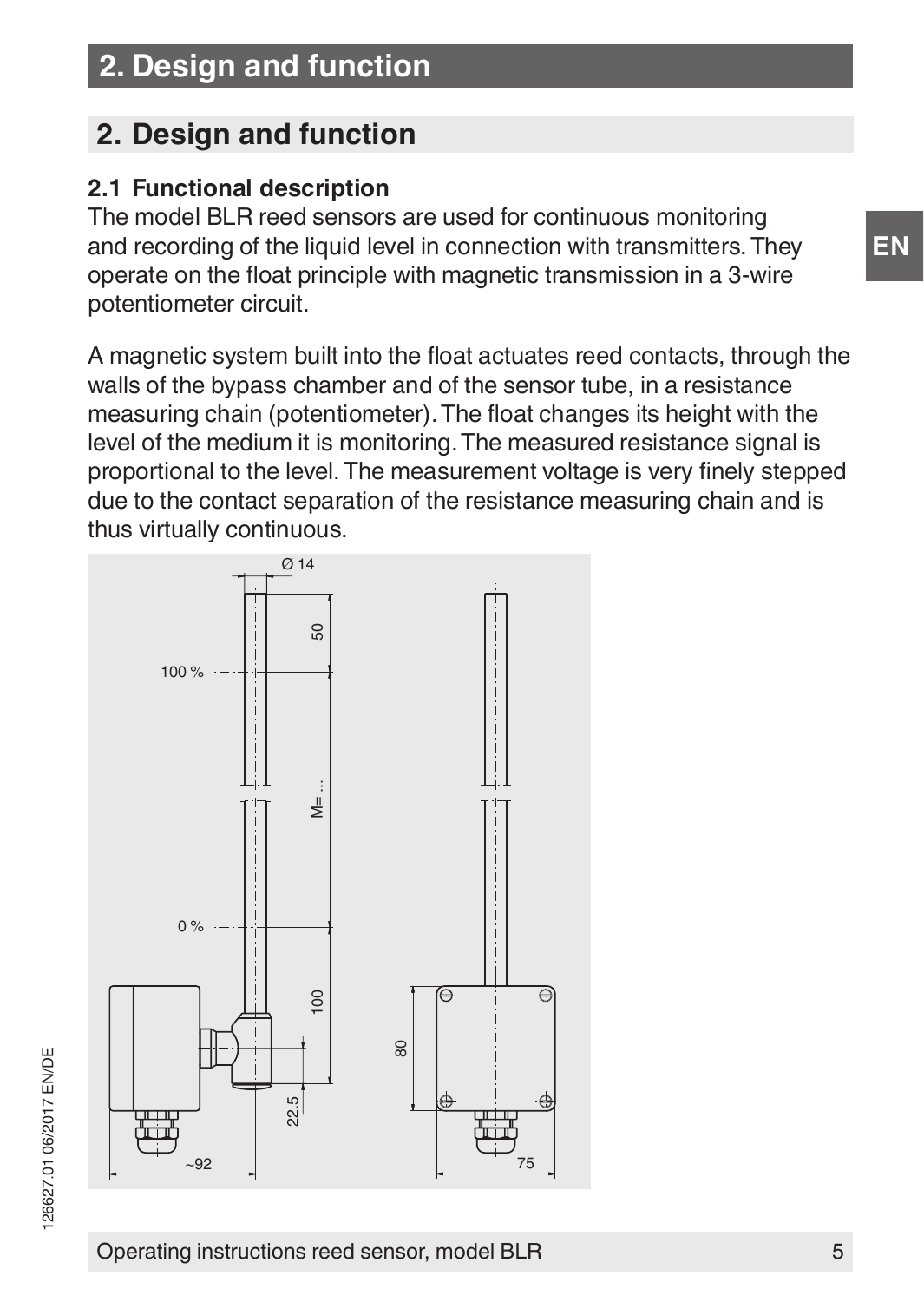## 2. Design and function

### 2.1 Functional description

The model BLR reed sensors are used for continuous monitoring and recording of the liquid level in connection with transmitters. They operate on the float principle with magnetic transmission in a 3-wire potentiometer circuit.

A magnetic system built into the float actuates reed contacts, through the walls of the bypass chamber and of the sensor tube, in a resistance measuring chain (potentiometer). The float changes its height with the level of the medium it is monitoring. The measured resistance signal is proportional to the level. The measurement voltage is very finely stepped due to the contact separation of the resistance measuring chain and is thus virtually continuous.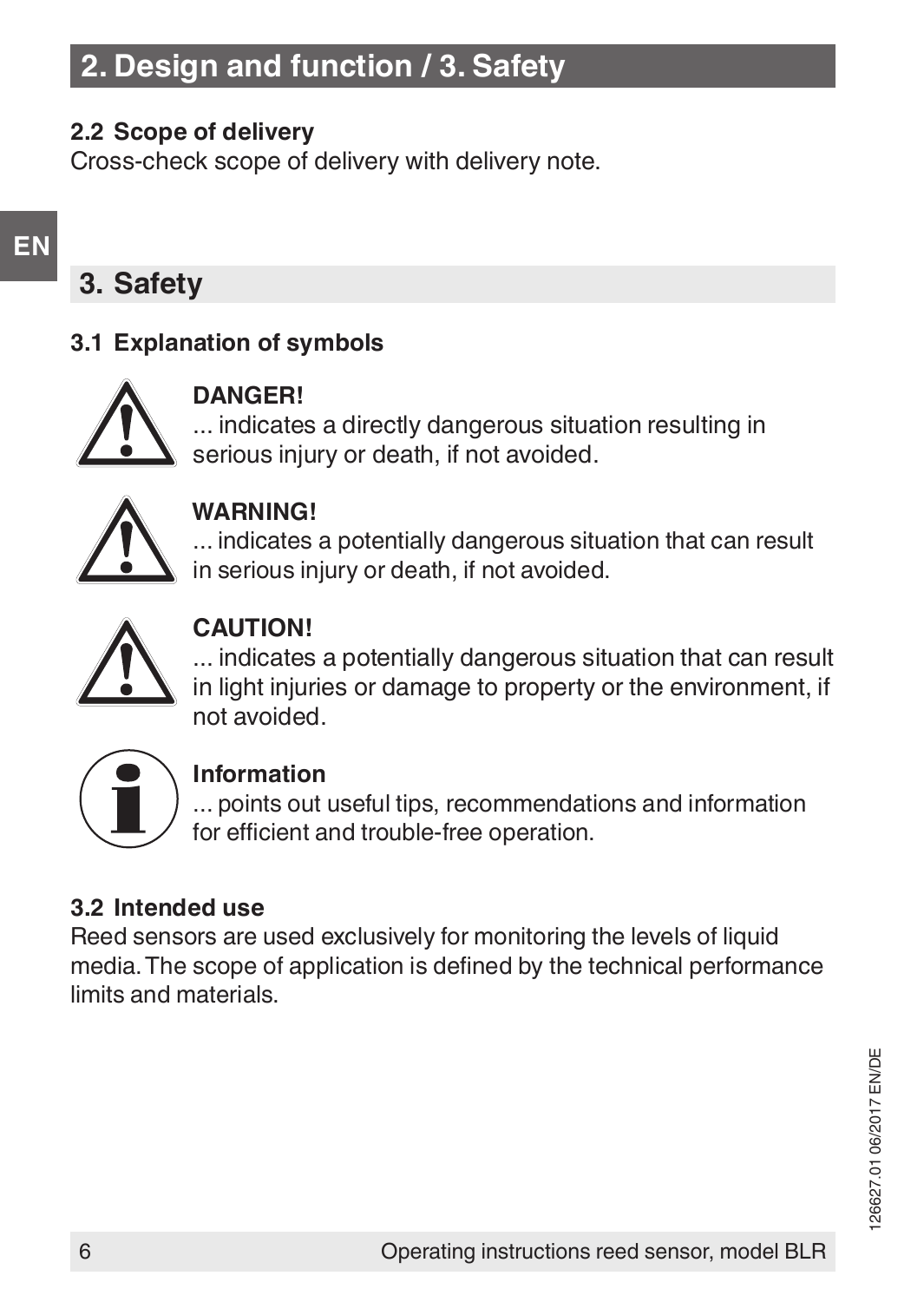## 2.2 Scope of delivery

Cross-check scope of delivery with delivery note.

# 3. Safety

## 3.1 Explanation of symbols

**DANGER!**
... indicates a directly dangerous situation resulting in serious injury or death, if not avoided.

**WARNING!**
... indicates a potentially dangerous situation that can result in serious injury or death, if not avoided.

**CAUTION!**
... indicates a potentially dangerous situation that can result in light injuries or damage to property or the environment, if not avoided.

**Information**
... points out useful tips, recommendations and information for efficient and trouble-free operation.

## 3.2 Intended use

Reed sensors are used exclusively for monitoring the levels of liquid media. The scope of application is defined by the technical performance limits and materials.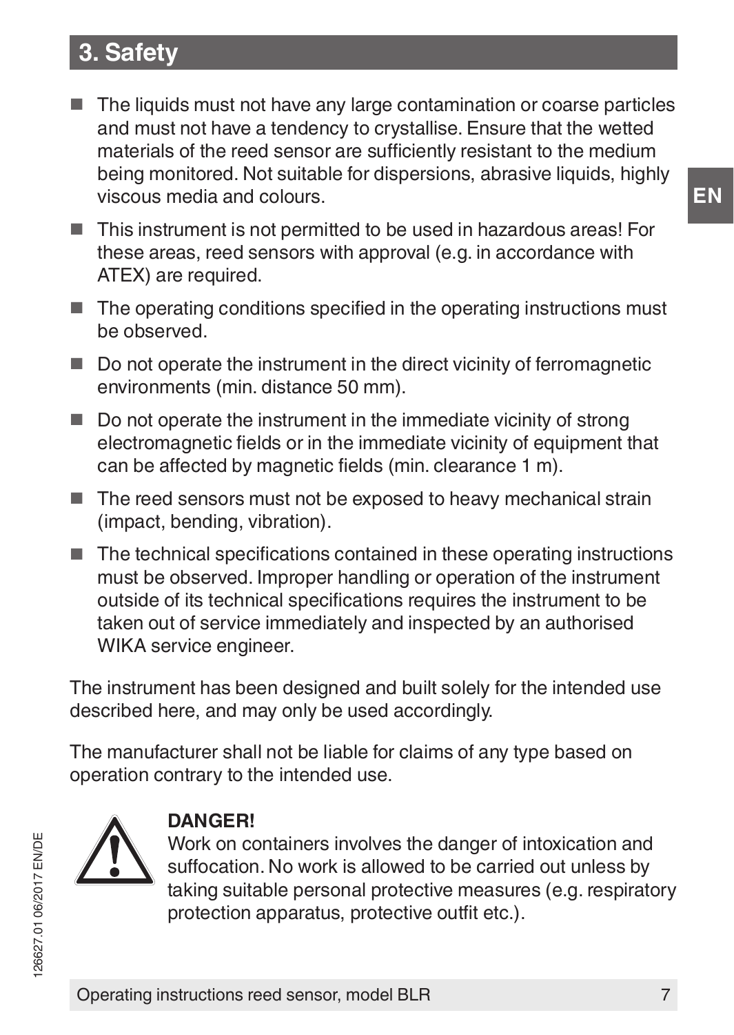## 3. Safety

- The liquids must not have any large contamination or coarse particles and must not have a tendency to crystallise. Ensure that the wetted materials of the reed sensor are sufficiently resistant to the medium being monitored. Not suitable for dispersions, abrasive liquids, highly viscous media and colours.
- This instrument is not permitted to be used in hazardous areas! For these areas, reed sensors with approval (e.g. in accordance with ATEX) are required.
- The operating conditions specified in the operating instructions must be observed.
- Do not operate the instrument in the direct vicinity of ferromagnetic environments (min. distance 50 mm).
- Do not operate the instrument in the immediate vicinity of strong electromagnetic fields or in the immediate vicinity of equipment that can be affected by magnetic fields (min. clearance 1 m).
- The reed sensors must not be exposed to heavy mechanical strain (impact, bending, vibration).
- The technical specifications contained in these operating instructions must be observed. Improper handling or operation of the instrument outside of its technical specifications requires the instrument to be taken out of service immediately and inspected by an authorised WIKA service engineer.

The instrument has been designed and built solely for the intended use described here, and may only be used accordingly.

The manufacturer shall not be liable for claims of any type based on operation contrary to the intended use.

**DANGER!**
Work on containers involves the danger of intoxication and suffocation. No work is allowed to be carried out unless by taking suitable personal protective measures (e.g. respiratory protection apparatus, protective outfit etc.).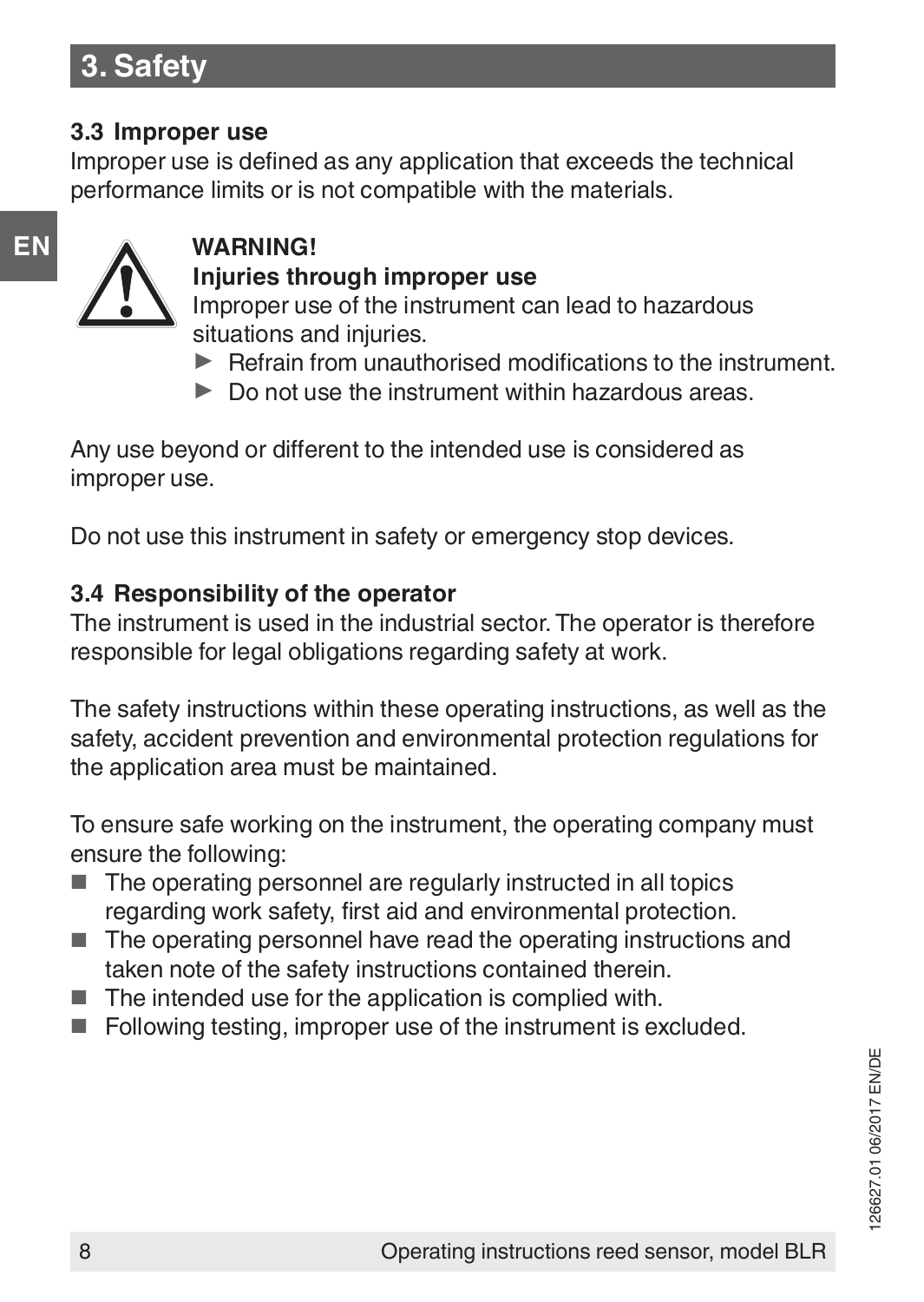# 3. Safety

## 3.3 Improper use

Improper use is defined as any application that exceeds the technical performance limits or is not compatible with the materials.

**WARNING!**
**Injuries through improper use**
Improper use of the instrument can lead to hazardous situations and injuries.

- ▶ Refrain from unauthorised modifications to the instrument.
- ▶ Do not use the instrument within hazardous areas.

Any use beyond or different to the intended use is considered as improper use.

Do not use this instrument in safety or emergency stop devices.

## 3.4 Responsibility of the operator

The instrument is used in the industrial sector. The operator is therefore responsible for legal obligations regarding safety at work.

The safety instructions within these operating instructions, as well as the safety, accident prevention and environmental protection regulations for the application area must be maintained.

To ensure safe working on the instrument, the operating company must ensure the following:

- The operating personnel are regularly instructed in all topics regarding work safety, first aid and environmental protection.
- The operating personnel have read the operating instructions and taken note of the safety instructions contained therein.
- The intended use for the application is complied with.
- Following testing, improper use of the instrument is excluded.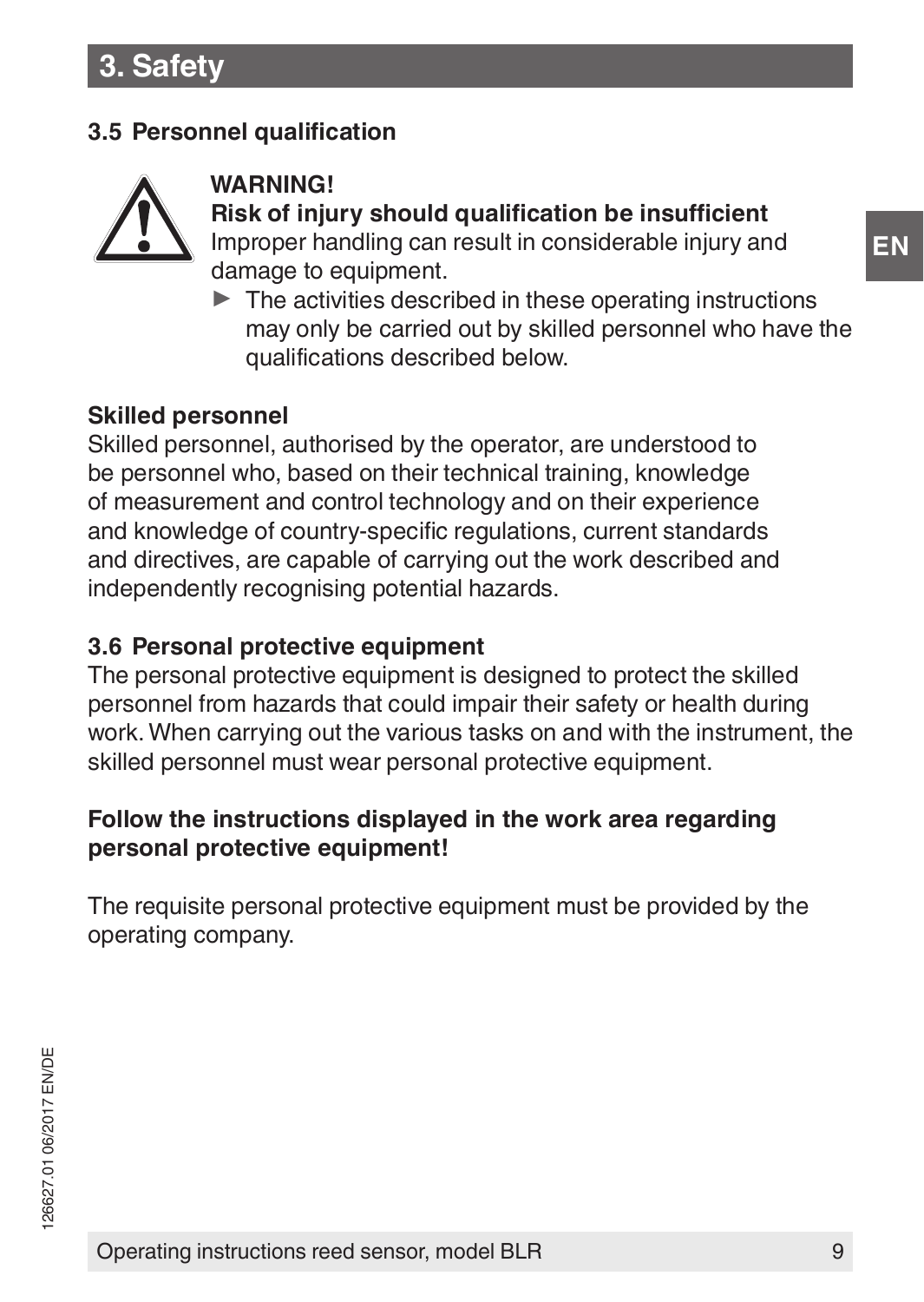# 3. Safety

## 3.5 Personnel qualification

**WARNING!**
**Risk of injury should qualification be insufficient**
Improper handling can result in considerable injury and damage to equipment.

- ▶ The activities described in these operating instructions may only be carried out by skilled personnel who have the qualifications described below.

**Skilled personnel**
Skilled personnel, authorised by the operator, are understood to be personnel who, based on their technical training, knowledge of measurement and control technology and on their experience and knowledge of country-specific regulations, current standards and directives, are capable of carrying out the work described and independently recognising potential hazards.

## 3.6 Personal protective equipment

The personal protective equipment is designed to protect the skilled personnel from hazards that could impair their safety or health during work. When carrying out the various tasks on and with the instrument, the skilled personnel must wear personal protective equipment.

**Follow the instructions displayed in the work area regarding personal protective equipment!**

The requisite personal protective equipment must be provided by the operating company.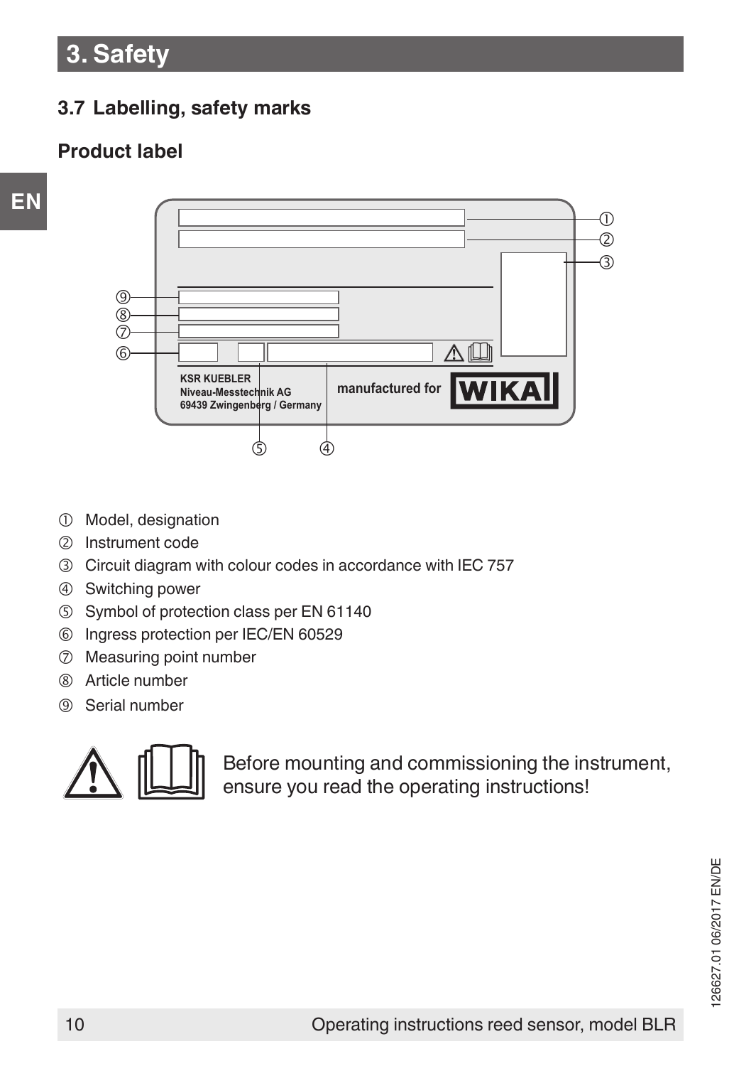# 3. Safety

## 3.7 Labelling, safety marks

### Product label

KSR KUEBLER
Niveau-Messtechnik AG
69439 Zwingenberg / Germany

manufactured for WIKA

① Model, designation
② Instrument code
③ Circuit diagram with colour codes in accordance with IEC 757
④ Switching power
⑤ Symbol of protection class per EN 61140
⑥ Ingress protection per IEC/EN 60529
⑦ Measuring point number
⑧ Article number
⑨ Serial number

Before mounting and commissioning the instrument, ensure you read the operating instructions!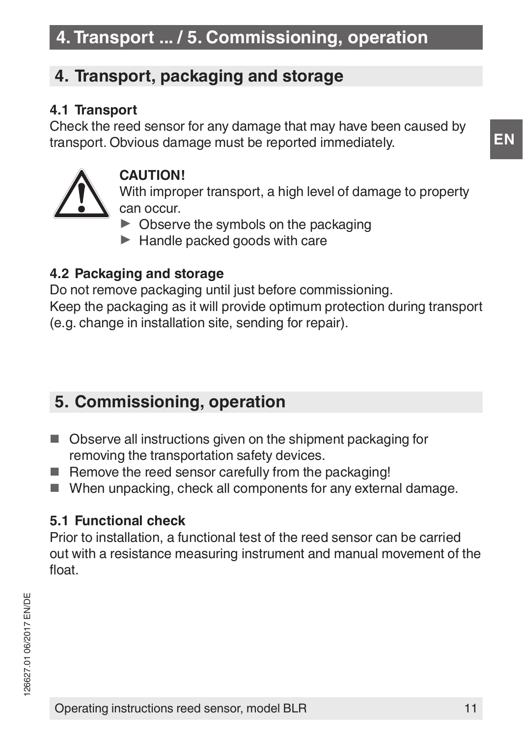## 4. Transport, packaging and storage

### 4.1 Transport

Check the reed sensor for any damage that may have been caused by transport. Obvious damage must be reported immediately.

**CAUTION!**
With improper transport, a high level of damage to property can occur.

- ▶ Observe the symbols on the packaging
- ▶ Handle packed goods with care

### 4.2 Packaging and storage

Do not remove packaging until just before commissioning.
Keep the packaging as it will provide optimum protection during transport (e.g. change in installation site, sending for repair).

## 5. Commissioning, operation

- Observe all instructions given on the shipment packaging for removing the transportation safety devices.
- Remove the reed sensor carefully from the packaging!
- When unpacking, check all components for any external damage.

### 5.1 Functional check

Prior to installation, a functional test of the reed sensor can be carried out with a resistance measuring instrument and manual movement of the float.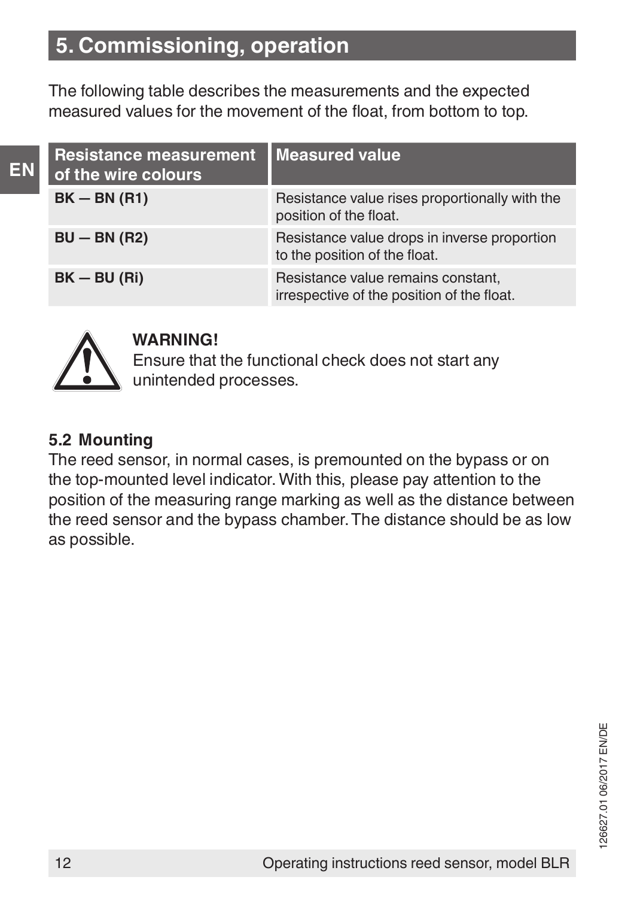## 5. Commissioning, operation

The following table describes the measurements and the expected measured values for the movement of the float, from bottom to top.

| Resistance measurement of the wire colours | Measured value |
|---|---|
| **BK — BN (R1)** | Resistance value rises proportionally with the position of the float. |
| **BU — BN (R2)** | Resistance value drops in inverse proportion to the position of the float. |
| **BK — BU (Ri)** | Resistance value remains constant, irrespective of the position of the float. |

**WARNING!**
Ensure that the functional check does not start any unintended processes.

### 5.2 Mounting

The reed sensor, in normal cases, is premounted on the bypass or on the top-mounted level indicator. With this, please pay attention to the position of the measuring range marking as well as the distance between the reed sensor and the bypass chamber. The distance should be as low as possible.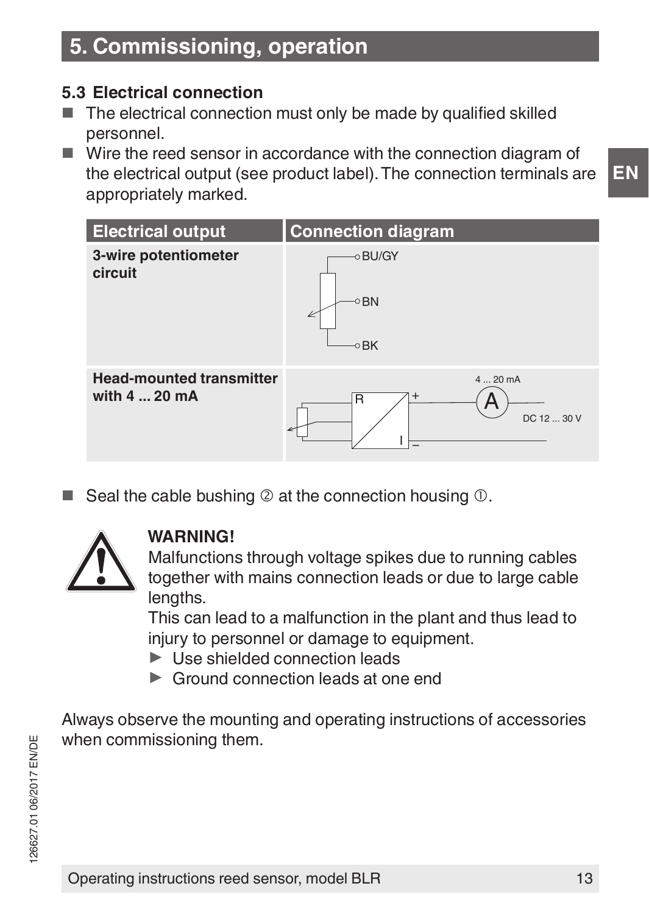# 5. Commissioning, operation

### 5.3 Electrical connection

- The electrical connection must only be made by qualified skilled personnel.
- Wire the reed sensor in accordance with the connection diagram of the electrical output (see product label). The connection terminals are appropriately marked.

| Electrical output | Connection diagram |
|---|---|
| **3-wire potentiometer circuit** | BU/GY<br>BN<br>BK |
| **Head-mounted transmitter with 4 ... 20 mA** | R, I, +, –, A, 4 ... 20 mA, DC 12 ... 30 V |

- Seal the cable bushing ② at the connection housing ①.

**WARNING!**

Malfunctions through voltage spikes due to running cables together with mains connection leads or due to large cable lengths.

This can lead to a malfunction in the plant and thus lead to injury to personnel or damage to equipment.

- ▶ Use shielded connection leads
- ▶ Ground connection leads at one end

Always observe the mounting and operating instructions of accessories when commissioning them.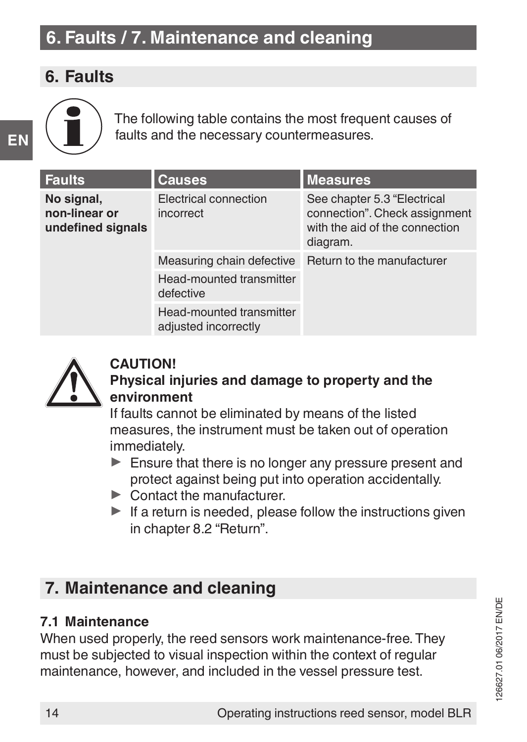# 6. Faults / 7. Maintenance and cleaning

## 6. Faults

The following table contains the most frequent causes of faults and the necessary countermeasures.

| Faults | Causes | Measures |
|---|---|---|
| **No signal, non-linear or undefined signals** | Electrical connection incorrect | See chapter 5.3 "Electrical connection". Check assignment with the aid of the connection diagram. |
| | Measuring chain defective | Return to the manufacturer |
| | Head-mounted transmitter defective | |
| | Head-mounted transmitter adjusted incorrectly | |

**CAUTION!**
**Physical injuries and damage to property and the environment**
If faults cannot be eliminated by means of the listed measures, the instrument must be taken out of operation immediately.

- Ensure that there is no longer any pressure present and protect against being put into operation accidentally.
- Contact the manufacturer.
- If a return is needed, please follow the instructions given in chapter 8.2 "Return".

## 7. Maintenance and cleaning

### 7.1 Maintenance

When used properly, the reed sensors work maintenance-free. They must be subjected to visual inspection within the context of regular maintenance, however, and included in the vessel pressure test.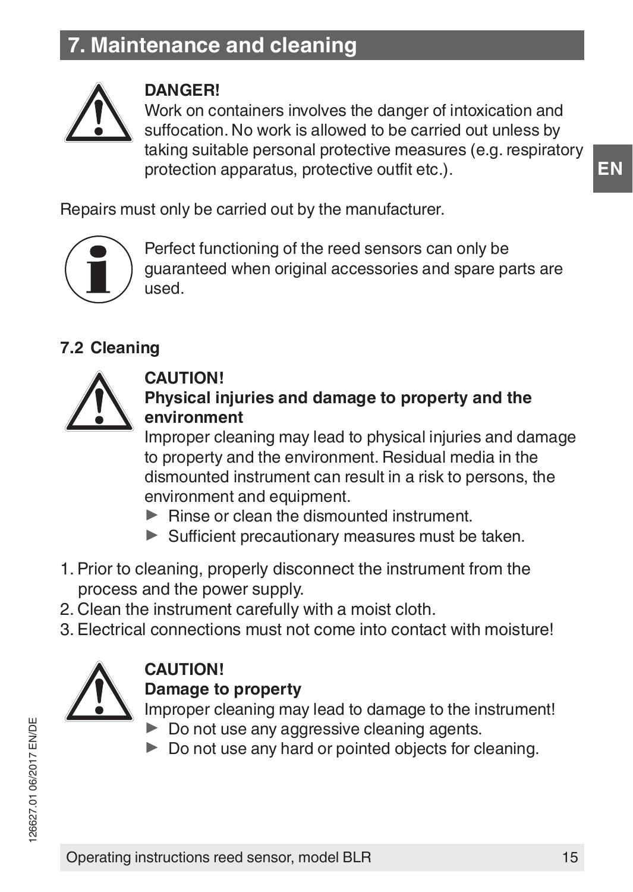# 7. Maintenance and cleaning

**DANGER!**
Work on containers involves the danger of intoxication and suffocation. No work is allowed to be carried out unless by taking suitable personal protective measures (e.g. respiratory protection apparatus, protective outfit etc.).

Repairs must only be carried out by the manufacturer.

Perfect functioning of the reed sensors can only be guaranteed when original accessories and spare parts are used.

## 7.2 Cleaning

**CAUTION!**
**Physical injuries and damage to property and the environment**
Improper cleaning may lead to physical injuries and damage to property and the environment. Residual media in the dismounted instrument can result in a risk to persons, the environment and equipment.

- ▶ Rinse or clean the dismounted instrument.
- ▶ Sufficient precautionary measures must be taken.

1. Prior to cleaning, properly disconnect the instrument from the process and the power supply.
2. Clean the instrument carefully with a moist cloth.
3. Electrical connections must not come into contact with moisture!

**CAUTION!**
**Damage to property**
Improper cleaning may lead to damage to the instrument!

- ▶ Do not use any aggressive cleaning agents.
- ▶ Do not use any hard or pointed objects for cleaning.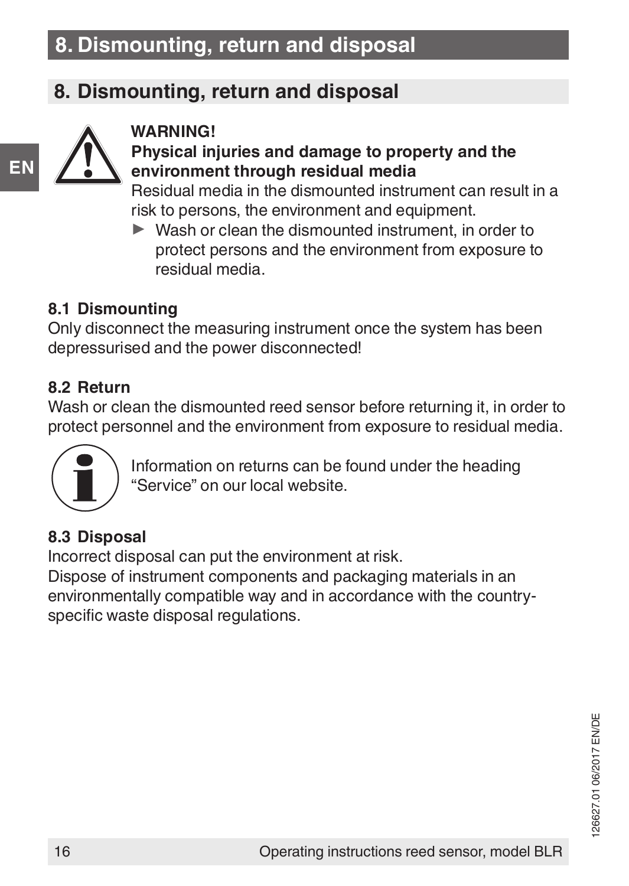## 8. Dismounting, return and disposal

**WARNING!**
**Physical injuries and damage to property and the environment through residual media**
Residual media in the dismounted instrument can result in a risk to persons, the environment and equipment.

- Wash or clean the dismounted instrument, in order to protect persons and the environment from exposure to residual media.

### 8.1 Dismounting

Only disconnect the measuring instrument once the system has been depressurised and the power disconnected!

### 8.2 Return

Wash or clean the dismounted reed sensor before returning it, in order to protect personnel and the environment from exposure to residual media.

Information on returns can be found under the heading "Service" on our local website.

### 8.3 Disposal

Incorrect disposal can put the environment at risk.
Dispose of instrument components and packaging materials in an environmentally compatible way and in accordance with the country-specific waste disposal regulations.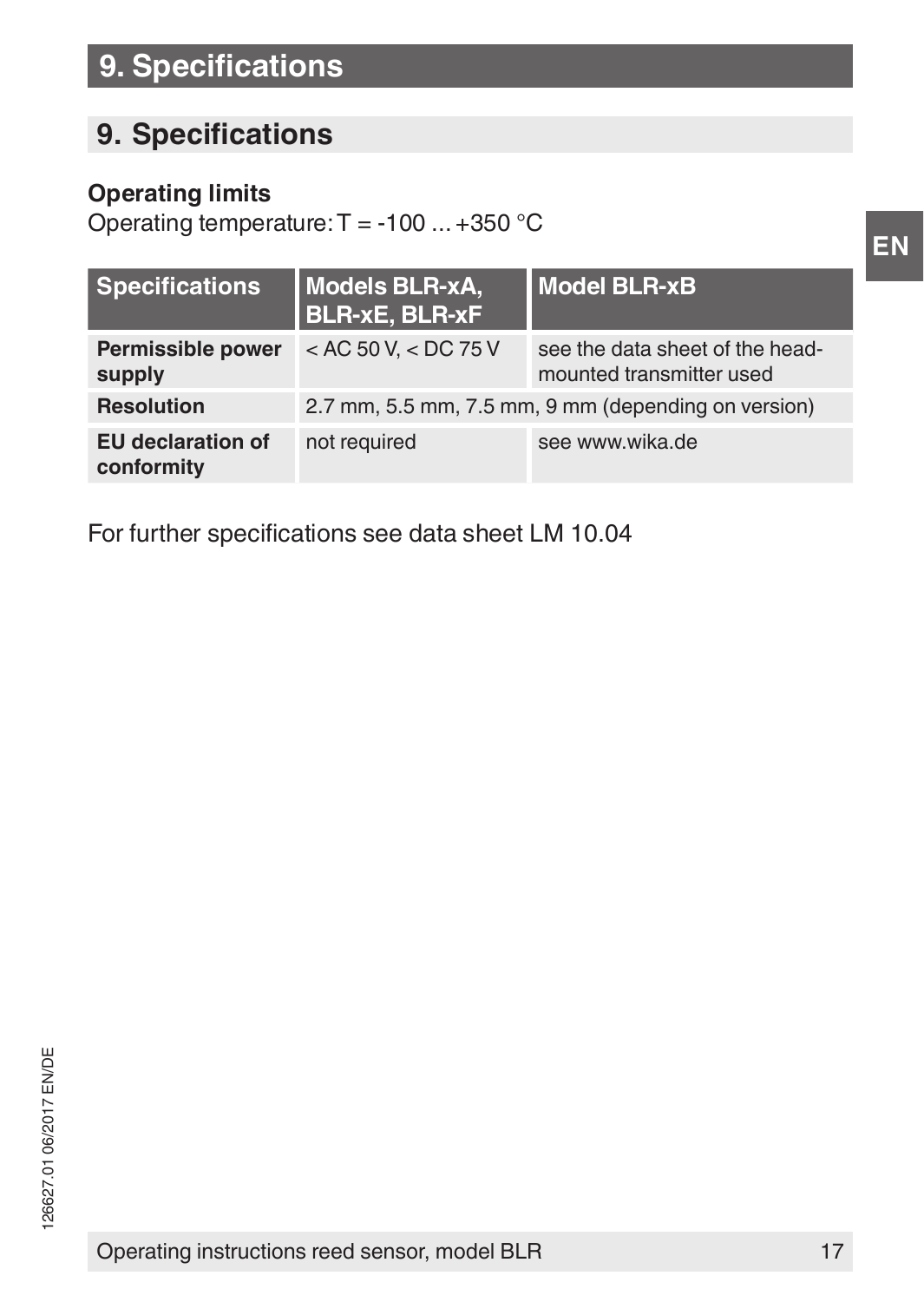# 9. Specifications

## 9. Specifications

**Operating limits**

Operating temperature: T = -100 ... +350 °C

| Specifications | Models BLR-xA, BLR-xE, BLR-xF | Model BLR-xB |
|---|---|---|
| **Permissible power supply** | < AC 50 V, < DC 75 V | see the data sheet of the head-mounted transmitter used |
| **Resolution** | 2.7 mm, 5.5 mm, 7.5 mm, 9 mm (depending on version) | |
| **EU declaration of conformity** | not required | see www.wika.de |

For further specifications see data sheet LM 10.04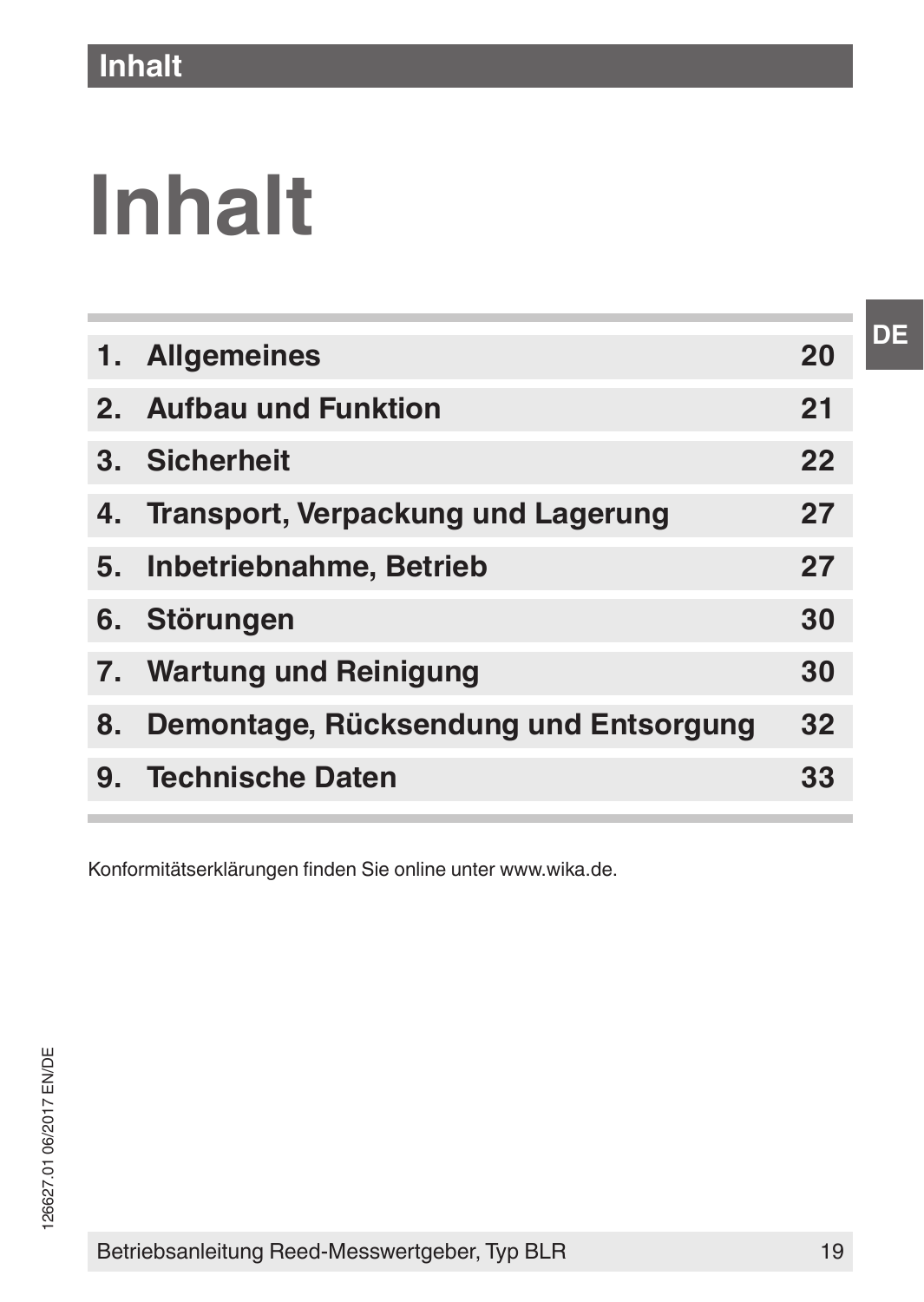# Inhalt

| | | |
|---|---|---|
| 1. | Allgemeines | 20 |
| 2. | Aufbau und Funktion | 21 |
| 3. | Sicherheit | 22 |
| 4. | Transport, Verpackung und Lagerung | 27 |
| 5. | Inbetriebnahme, Betrieb | 27 |
| 6. | Störungen | 30 |
| 7. | Wartung und Reinigung | 30 |
| 8. | Demontage, Rücksendung und Entsorgung | 32 |
| 9. | Technische Daten | 33 |

Konformitätserklärungen finden Sie online unter www.wika.de.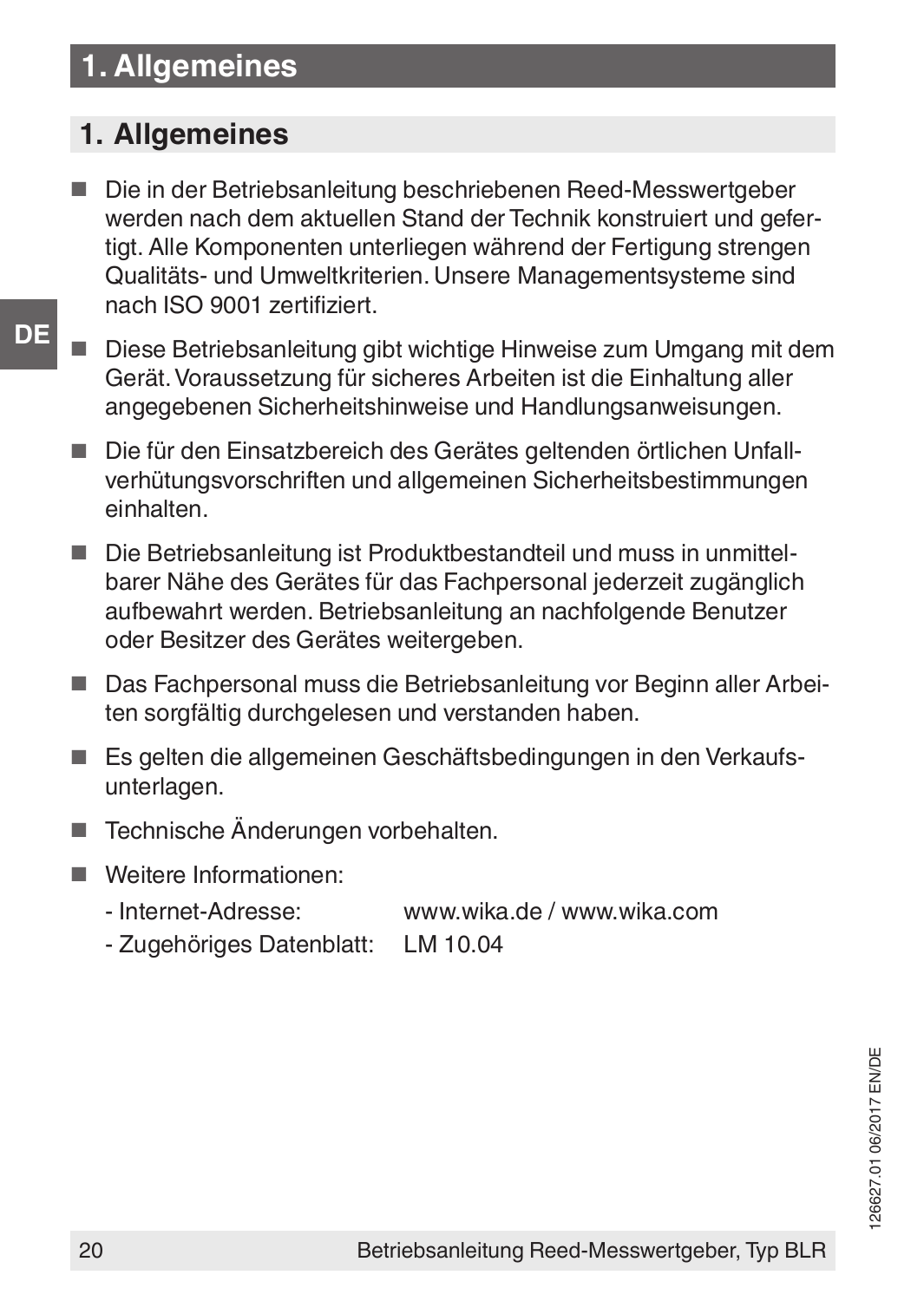# 1. Allgemeines

- Die in der Betriebsanleitung beschriebenen Reed-Messwertgeber werden nach dem aktuellen Stand der Technik konstruiert und gefertigt. Alle Komponenten unterliegen während der Fertigung strengen Qualitäts- und Umweltkriterien. Unsere Managementsysteme sind nach ISO 9001 zertifiziert.
- Diese Betriebsanleitung gibt wichtige Hinweise zum Umgang mit dem Gerät. Voraussetzung für sicheres Arbeiten ist die Einhaltung aller angegebenen Sicherheitshinweise und Handlungsanweisungen.
- Die für den Einsatzbereich des Gerätes geltenden örtlichen Unfallverhütungsvorschriften und allgemeinen Sicherheitsbestimmungen einhalten.
- Die Betriebsanleitung ist Produktbestandteil und muss in unmittelbarer Nähe des Gerätes für das Fachpersonal jederzeit zugänglich aufbewahrt werden. Betriebsanleitung an nachfolgende Benutzer oder Besitzer des Gerätes weitergeben.
- Das Fachpersonal muss die Betriebsanleitung vor Beginn aller Arbeiten sorgfältig durchgelesen und verstanden haben.
- Es gelten die allgemeinen Geschäftsbedingungen in den Verkaufsunterlagen.
- Technische Änderungen vorbehalten.
- Weitere Informationen:
  - Internet-Adresse: www.wika.de / www.wika.com
  - Zugehöriges Datenblatt: LM 10.04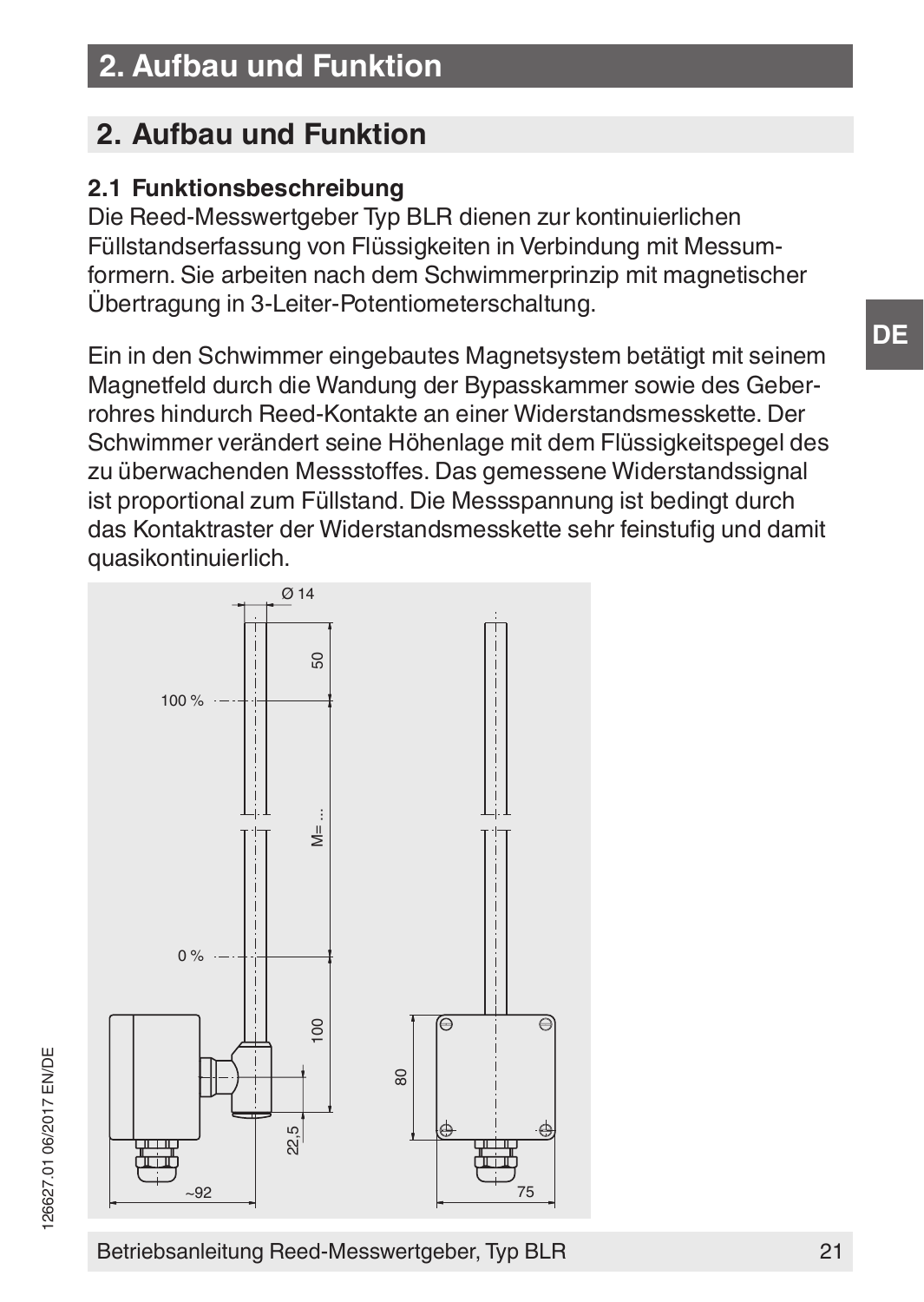# 2. Aufbau und Funktion

## 2.1 Funktionsbeschreibung

Die Reed-Messwertgeber Typ BLR dienen zur kontinuierlichen Füllstandserfassung von Flüssigkeiten in Verbindung mit Messumformern. Sie arbeiten nach dem Schwimmerprinzip mit magnetischer Übertragung in 3-Leiter-Potentiometerschaltung.

Ein in den Schwimmer eingebautes Magnetsystem betätigt mit seinem Magnetfeld durch die Wandung der Bypasskammer sowie des Geberrohres hindurch Reed-Kontakte an einer Widerstandsmesskette. Der Schwimmer verändert seine Höhenlage mit dem Flüssigkeitspegel des zu überwachenden Messstoffes. Das gemessene Widerstandssignal ist proportional zum Füllstand. Die Messspannung ist bedingt durch das Kontaktraster der Widerstandsmesskette sehr feinstufig und damit quasikontinuierlich.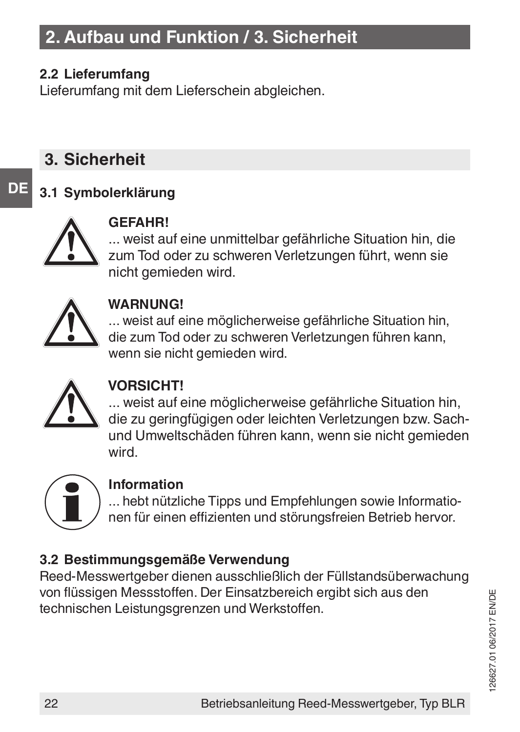## 2. Aufbau und Funktion / 3. Sicherheit

### 2.2 Lieferumfang

Lieferumfang mit dem Lieferschein abgleichen.

## 3. Sicherheit

### 3.1 Symbolerklärung

**GEFAHR!**
... weist auf eine unmittelbar gefährliche Situation hin, die zum Tod oder zu schweren Verletzungen führt, wenn sie nicht gemieden wird.

**WARNUNG!**
... weist auf eine möglicherweise gefährliche Situation hin, die zum Tod oder zu schweren Verletzungen führen kann, wenn sie nicht gemieden wird.

**VORSICHT!**
... weist auf eine möglicherweise gefährliche Situation hin, die zu geringfügigen oder leichten Verletzungen bzw. Sach- und Umweltschäden führen kann, wenn sie nicht gemieden wird.

**Information**
... hebt nützliche Tipps und Empfehlungen sowie Informationen für einen effizienten und störungsfreien Betrieb hervor.

### 3.2 Bestimmungsgemäße Verwendung

Reed-Messwertgeber dienen ausschließlich der Füllstandsüberwachung von flüssigen Messstoffen. Der Einsatzbereich ergibt sich aus den technischen Leistungsgrenzen und Werkstoffen.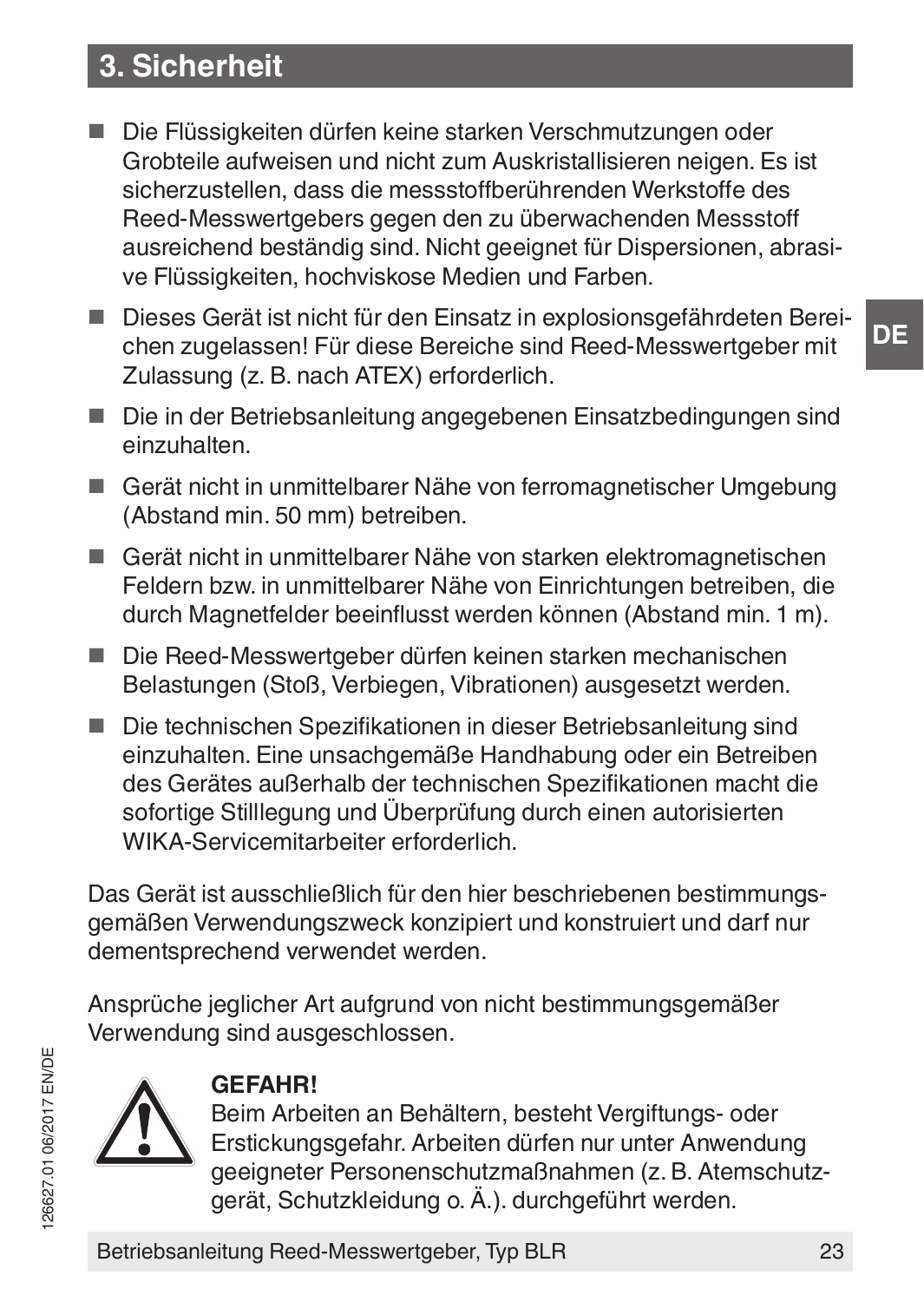## 3. Sicherheit

- Die Flüssigkeiten dürfen keine starken Verschmutzungen oder Grobteile aufweisen und nicht zum Auskristallisieren neigen. Es ist sicherzustellen, dass die messstoffberührenden Werkstoffe des Reed-Messwertgebers gegen den zu überwachenden Messstoff ausreichend beständig sind. Nicht geeignet für Dispersionen, abrasive Flüssigkeiten, hochviskose Medien und Farben.
- Dieses Gerät ist nicht für den Einsatz in explosionsgefährdeten Bereichen zugelassen! Für diese Bereiche sind Reed-Messwertgeber mit Zulassung (z. B. nach ATEX) erforderlich.
- Die in der Betriebsanleitung angegebenen Einsatzbedingungen sind einzuhalten.
- Gerät nicht in unmittelbarer Nähe von ferromagnetischer Umgebung (Abstand min. 50 mm) betreiben.
- Gerät nicht in unmittelbarer Nähe von starken elektromagnetischen Feldern bzw. in unmittelbarer Nähe von Einrichtungen betreiben, die durch Magnetfelder beeinflusst werden können (Abstand min. 1 m).
- Die Reed-Messwertgeber dürfen keinen starken mechanischen Belastungen (Stoß, Verbiegen, Vibrationen) ausgesetzt werden.
- Die technischen Spezifikationen in dieser Betriebsanleitung sind einzuhalten. Eine unsachgemäße Handhabung oder ein Betreiben des Gerätes außerhalb der technischen Spezifikationen macht die sofortige Stilllegung und Überprüfung durch einen autorisierten WIKA-Servicemitarbeiter erforderlich.

Das Gerät ist ausschließlich für den hier beschriebenen bestimmungsgemäßen Verwendungszweck konzipiert und konstruiert und darf nur dementsprechend verwendet werden.

Ansprüche jeglicher Art aufgrund von nicht bestimmungsgemäßer Verwendung sind ausgeschlossen.

**GEFAHR!**
Beim Arbeiten an Behältern, besteht Vergiftungs- oder Erstickungsgefahr. Arbeiten dürfen nur unter Anwendung geeigneter Personenschutzmaßnahmen (z. B. Atemschutzgerät, Schutzkleidung o. Ä.). durchgeführt werden.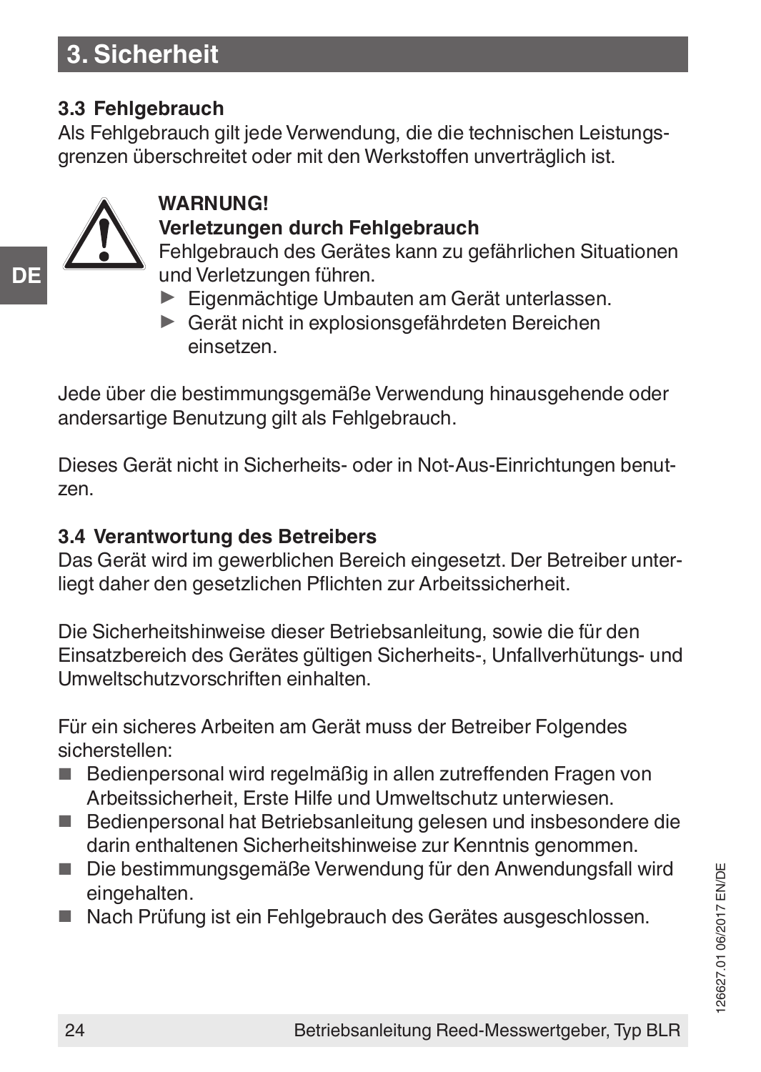## 3. Sicherheit

### 3.3 Fehlgebrauch

Als Fehlgebrauch gilt jede Verwendung, die die technischen Leistungsgrenzen überschreitet oder mit den Werkstoffen unverträglich ist.

**WARNUNG!**
**Verletzungen durch Fehlgebrauch**
Fehlgebrauch des Gerätes kann zu gefährlichen Situationen und Verletzungen führen.

- ▶ Eigenmächtige Umbauten am Gerät unterlassen.
- ▶ Gerät nicht in explosionsgefährdeten Bereichen einsetzen.

Jede über die bestimmungsgemäße Verwendung hinausgehende oder andersartige Benutzung gilt als Fehlgebrauch.

Dieses Gerät nicht in Sicherheits- oder in Not-Aus-Einrichtungen benutzen.

### 3.4 Verantwortung des Betreibers

Das Gerät wird im gewerblichen Bereich eingesetzt. Der Betreiber unterliegt daher den gesetzlichen Pflichten zur Arbeitssicherheit.

Die Sicherheitshinweise dieser Betriebsanleitung, sowie die für den Einsatzbereich des Gerätes gültigen Sicherheits-, Unfallverhütungs- und Umweltschutzvorschriften einhalten.

Für ein sicheres Arbeiten am Gerät muss der Betreiber Folgendes sicherstellen:

- Bedienpersonal wird regelmäßig in allen zutreffenden Fragen von Arbeitssicherheit, Erste Hilfe und Umweltschutz unterwiesen.
- Bedienpersonal hat Betriebsanleitung gelesen und insbesondere die darin enthaltenen Sicherheitshinweise zur Kenntnis genommen.
- Die bestimmungsgemäße Verwendung für den Anwendungsfall wird eingehalten.
- Nach Prüfung ist ein Fehlgebrauch des Gerätes ausgeschlossen.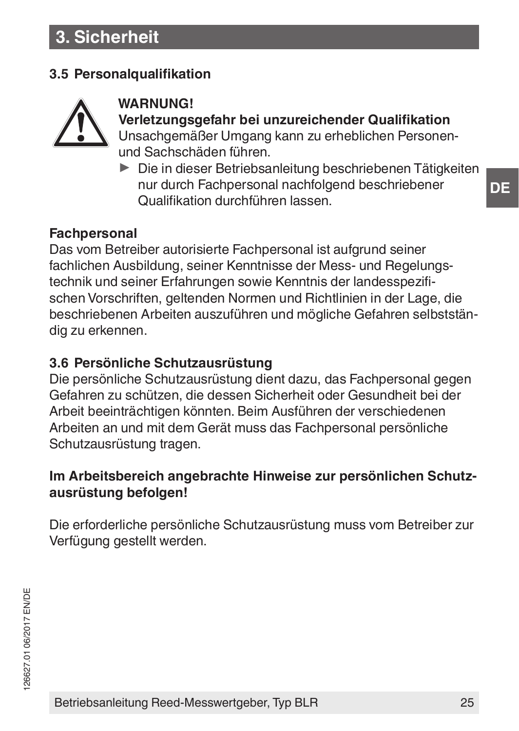# 3. Sicherheit

## 3.5 Personalqualifikation

**WARNUNG!**

**Verletzungsgefahr bei unzureichender Qualifikation**

Unsachgemäßer Umgang kann zu erheblichen Personen- und Sachschäden führen.

▶ Die in dieser Betriebsanleitung beschriebenen Tätigkeiten nur durch Fachpersonal nachfolgend beschriebener Qualifikation durchführen lassen.

**Fachpersonal**

Das vom Betreiber autorisierte Fachpersonal ist aufgrund seiner fachlichen Ausbildung, seiner Kenntnisse der Mess- und Regelungstechnik und seiner Erfahrungen sowie Kenntnis der landesspezifischen Vorschriften, geltenden Normen und Richtlinien in der Lage, die beschriebenen Arbeiten auszuführen und mögliche Gefahren selbstständig zu erkennen.

## 3.6 Persönliche Schutzausrüstung

Die persönliche Schutzausrüstung dient dazu, das Fachpersonal gegen Gefahren zu schützen, die dessen Sicherheit oder Gesundheit bei der Arbeit beeinträchtigen könnten. Beim Ausführen der verschiedenen Arbeiten an und mit dem Gerät muss das Fachpersonal persönliche Schutzausrüstung tragen.

**Im Arbeitsbereich angebrachte Hinweise zur persönlichen Schutzausrüstung befolgen!**

Die erforderliche persönliche Schutzausrüstung muss vom Betreiber zur Verfügung gestellt werden.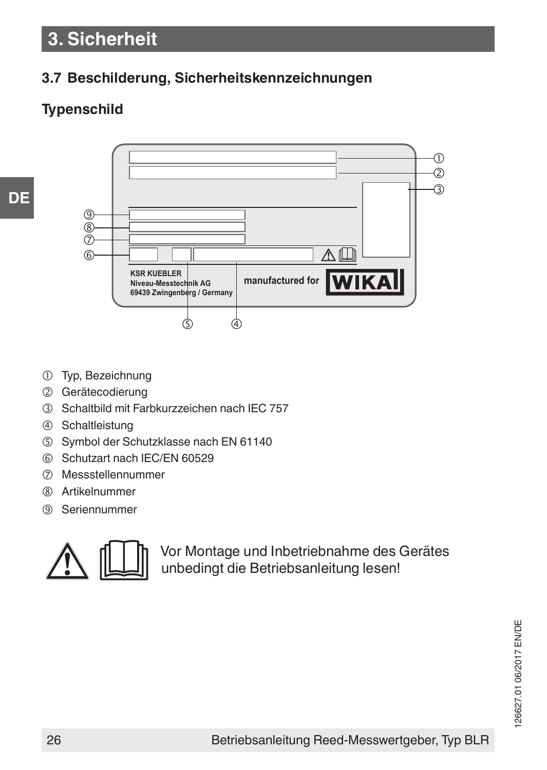# 3. Sicherheit

## 3.7 Beschilderung, Sicherheitskennzeichnungen

### Typenschild

KSR KUEBLER
Niveau-Messtechnik AG
69439 Zwingenberg / Germany

manufactured for WIKA

① Typ, Bezeichnung
② Gerätecodierung
③ Schaltbild mit Farbkurzzeichen nach IEC 757
④ Schaltleistung
⑤ Symbol der Schutzklasse nach EN 61140
⑥ Schutzart nach IEC/EN 60529
⑦ Messstellennummer
⑧ Artikelnummer
⑨ Seriennummer

Vor Montage und Inbetriebnahme des Gerätes unbedingt die Betriebsanleitung lesen!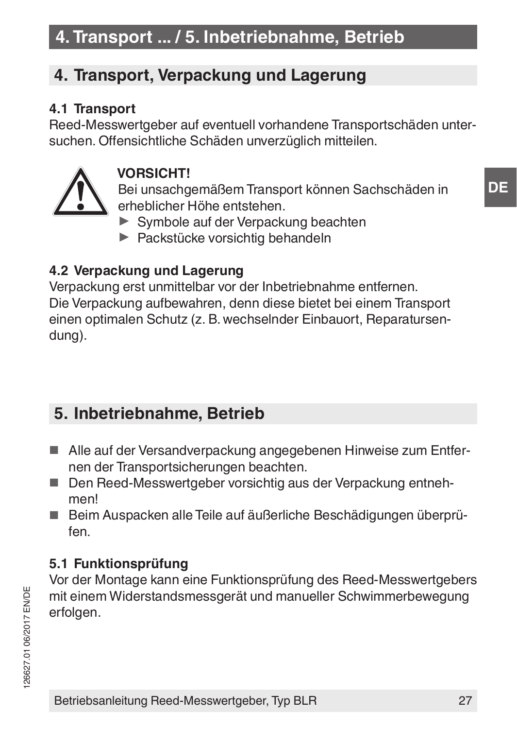# 4. Transport ... / 5. Inbetriebnahme, Betrieb

## 4. Transport, Verpackung und Lagerung

### 4.1 Transport

Reed-Messwertgeber auf eventuell vorhandene Transportschäden untersuchen. Offensichtliche Schäden unverzüglich mitteilen.

**VORSICHT!**
Bei unsachgemäßem Transport können Sachschäden in erheblicher Höhe entstehen.

- ▶ Symbole auf der Verpackung beachten
- ▶ Packstücke vorsichtig behandeln

### 4.2 Verpackung und Lagerung

Verpackung erst unmittelbar vor der Inbetriebnahme entfernen.
Die Verpackung aufbewahren, denn diese bietet bei einem Transport einen optimalen Schutz (z. B. wechselnder Einbauort, Reparatursendung).

## 5. Inbetriebnahme, Betrieb

- Alle auf der Versandverpackung angegebenen Hinweise zum Entfernen der Transportsicherungen beachten.
- Den Reed-Messwertgeber vorsichtig aus der Verpackung entnehmen!
- Beim Auspacken alle Teile auf äußerliche Beschädigungen überprüfen.

### 5.1 Funktionsprüfung

Vor der Montage kann eine Funktionsprüfung des Reed-Messwertgebers mit einem Widerstandsmessgerät und manueller Schwimmerbewegung erfolgen.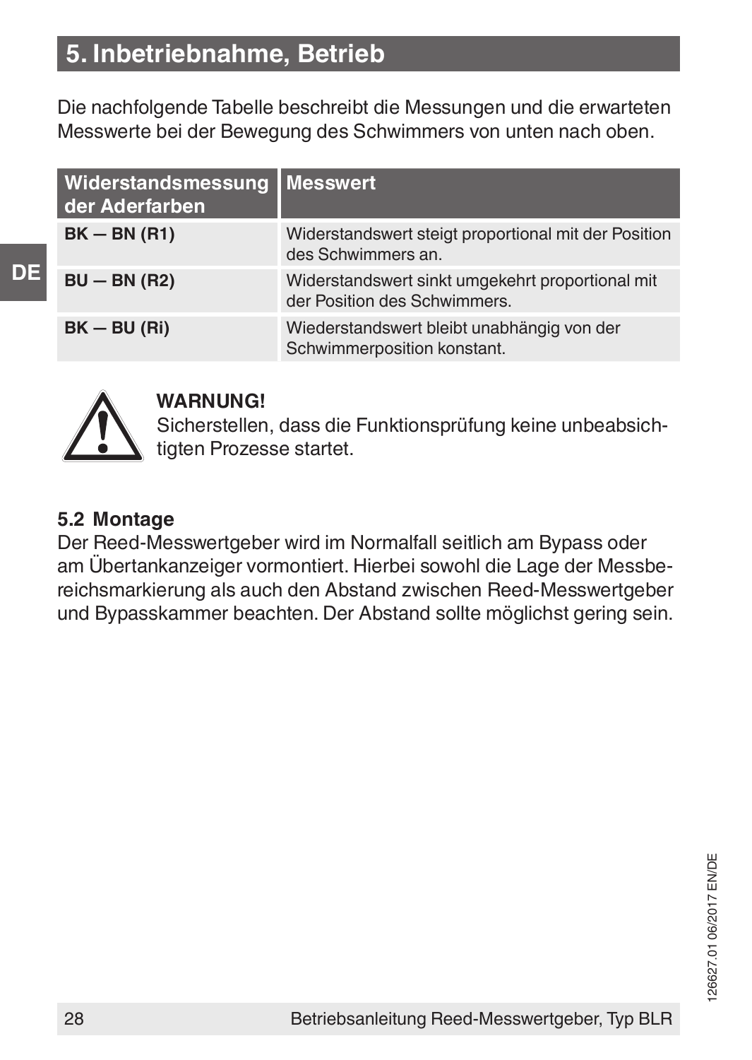# 5. Inbetriebnahme, Betrieb

Die nachfolgende Tabelle beschreibt die Messungen und die erwarteten Messwerte bei der Bewegung des Schwimmers von unten nach oben.

| Widerstandsmessung der Aderfarben | Messwert |
|---|---|
| **BK — BN (R1)** | Widerstandswert steigt proportional mit der Position des Schwimmers an. |
| **BU — BN (R2)** | Widerstandswert sinkt umgekehrt proportional mit der Position des Schwimmers. |
| **BK — BU (Ri)** | Wiederstandswert bleibt unabhängig von der Schwimmerposition konstant. |

**WARNUNG!**
Sicherstellen, dass die Funktionsprüfung keine unbeabsichtigten Prozesse startet.

### 5.2 Montage

Der Reed-Messwertgeber wird im Normalfall seitlich am Bypass oder am Übertankanzeiger vormontiert. Hierbei sowohl die Lage der Messbereichsmarkierung als auch den Abstand zwischen Reed-Messwertgeber und Bypasskammer beachten. Der Abstand sollte möglichst gering sein.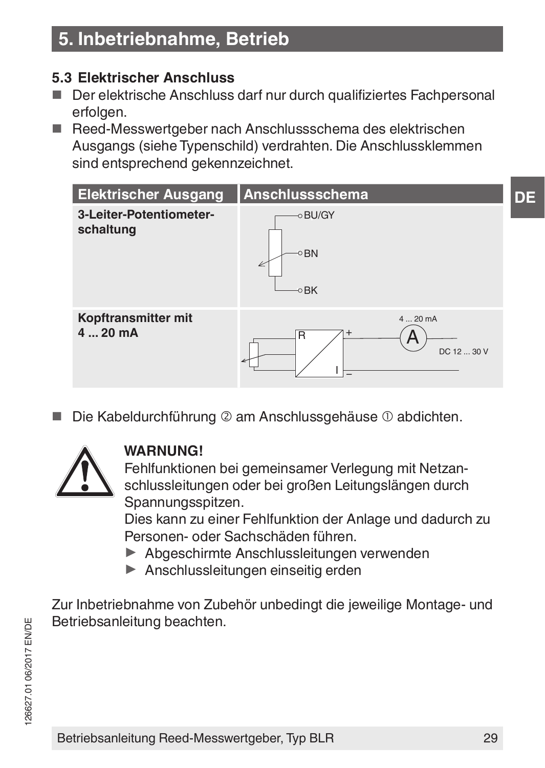# 5. Inbetriebnahme, Betrieb

### 5.3 Elektrischer Anschluss

- Der elektrische Anschluss darf nur durch qualifiziertes Fachpersonal erfolgen.
- Reed-Messwertgeber nach Anschlussschema des elektrischen Ausgangs (siehe Typenschild) verdrahten. Die Anschlussklemmen sind entsprechend gekennzeichnet.

| Elektrischer Ausgang | Anschlussschema |
|---|---|
| **3-Leiter-Potentiometer-schaltung** | BU/GY<br>BN<br>BK |
| **Kopftransmitter mit 4 ... 20 mA** | R, I, +, –, A, 4 ... 20 mA, DC 12 ... 30 V |

- Die Kabeldurchführung ② am Anschlussgehäuse ① abdichten.

**WARNUNG!**
Fehlfunktionen bei gemeinsamer Verlegung mit Netzanschlussleitungen oder bei großen Leitungslängen durch Spannungsspitzen.
Dies kann zu einer Fehlfunktion der Anlage und dadurch zu Personen- oder Sachschäden führen.

- ▶ Abgeschirmte Anschlussleitungen verwenden
- ▶ Anschlussleitungen einseitig erden

Zur Inbetriebnahme von Zubehör unbedingt die jeweilige Montage- und Betriebsanleitung beachten.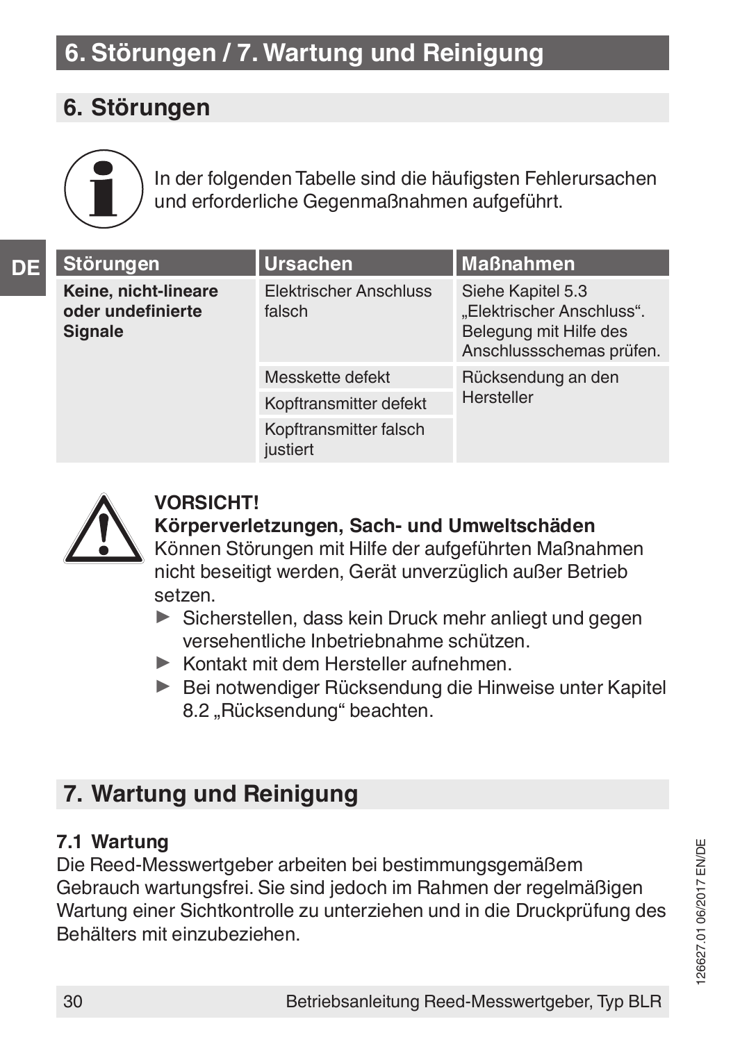# 6. Störungen / 7. Wartung und Reinigung

## 6. Störungen

In der folgenden Tabelle sind die häufigsten Fehlerursachen und erforderliche Gegenmaßnahmen aufgeführt.

| Störungen | Ursachen | Maßnahmen |
|---|---|---|
| **Keine, nicht-lineare oder undefinierte Signale** | Elektrischer Anschluss falsch | Siehe Kapitel 5.3 „Elektrischer Anschluss". Belegung mit Hilfe des Anschlussschemas prüfen. |
| | Messkette defekt | Rücksendung an den Hersteller |
| | Kopftransmitter defekt | |
| | Kopftransmitter falsch justiert | |

**VORSICHT!**
**Körperverletzungen, Sach- und Umweltschäden**
Können Störungen mit Hilfe der aufgeführten Maßnahmen nicht beseitigt werden, Gerät unverzüglich außer Betrieb setzen.

- ▶ Sicherstellen, dass kein Druck mehr anliegt und gegen versehentliche Inbetriebnahme schützen.
- ▶ Kontakt mit dem Hersteller aufnehmen.
- ▶ Bei notwendiger Rücksendung die Hinweise unter Kapitel 8.2 „Rücksendung" beachten.

## 7. Wartung und Reinigung

### 7.1 Wartung

Die Reed-Messwertgeber arbeiten bei bestimmungsgemäßem Gebrauch wartungsfrei. Sie sind jedoch im Rahmen der regelmäßigen Wartung einer Sichtkontrolle zu unterziehen und in die Druckprüfung des Behälters mit einzubeziehen.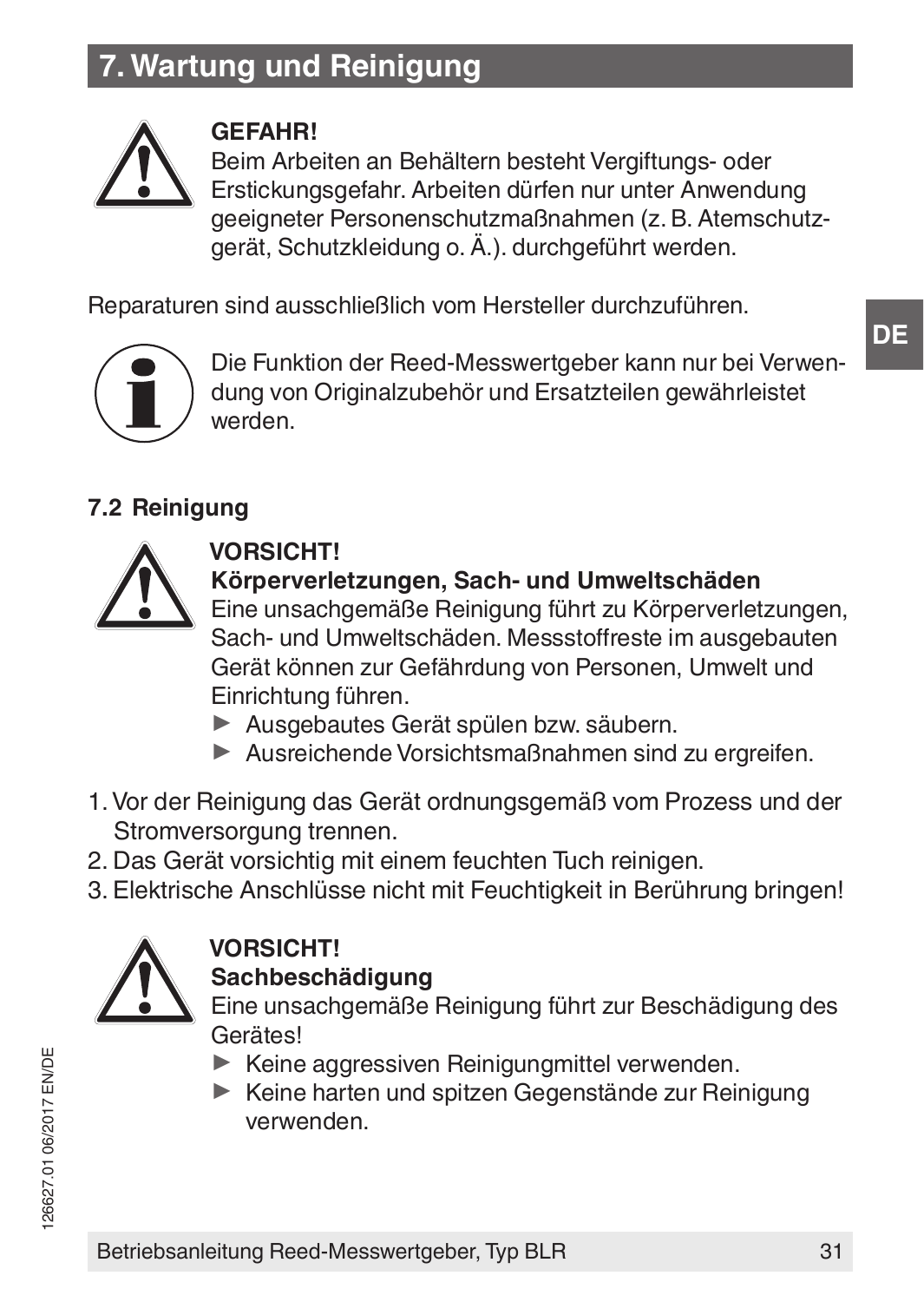# 7. Wartung und Reinigung

**GEFAHR!**
Beim Arbeiten an Behältern besteht Vergiftungs- oder Erstickungsgefahr. Arbeiten dürfen nur unter Anwendung geeigneter Personenschutzmaßnahmen (z. B. Atemschutzgerät, Schutzkleidung o. Ä.). durchgeführt werden.

Reparaturen sind ausschließlich vom Hersteller durchzuführen.

Die Funktion der Reed-Messwertgeber kann nur bei Verwendung von Originalzubehör und Ersatzteilen gewährleistet werden.

### 7.2 Reinigung

**VORSICHT!**
**Körperverletzungen, Sach- und Umweltschäden**
Eine unsachgemäße Reinigung führt zu Körperverletzungen, Sach- und Umweltschäden. Messstoffreste im ausgebauten Gerät können zur Gefährdung von Personen, Umwelt und Einrichtung führen.

- ► Ausgebautes Gerät spülen bzw. säubern.
- ► Ausreichende Vorsichtsmaßnahmen sind zu ergreifen.

1. Vor der Reinigung das Gerät ordnungsgemäß vom Prozess und der Stromversorgung trennen.
2. Das Gerät vorsichtig mit einem feuchten Tuch reinigen.
3. Elektrische Anschlüsse nicht mit Feuchtigkeit in Berührung bringen!

**VORSICHT!**
**Sachbeschädigung**
Eine unsachgemäße Reinigung führt zur Beschädigung des Gerätes!

- ► Keine aggressiven Reinigungmittel verwenden.
- ► Keine harten und spitzen Gegenstände zur Reinigung verwenden.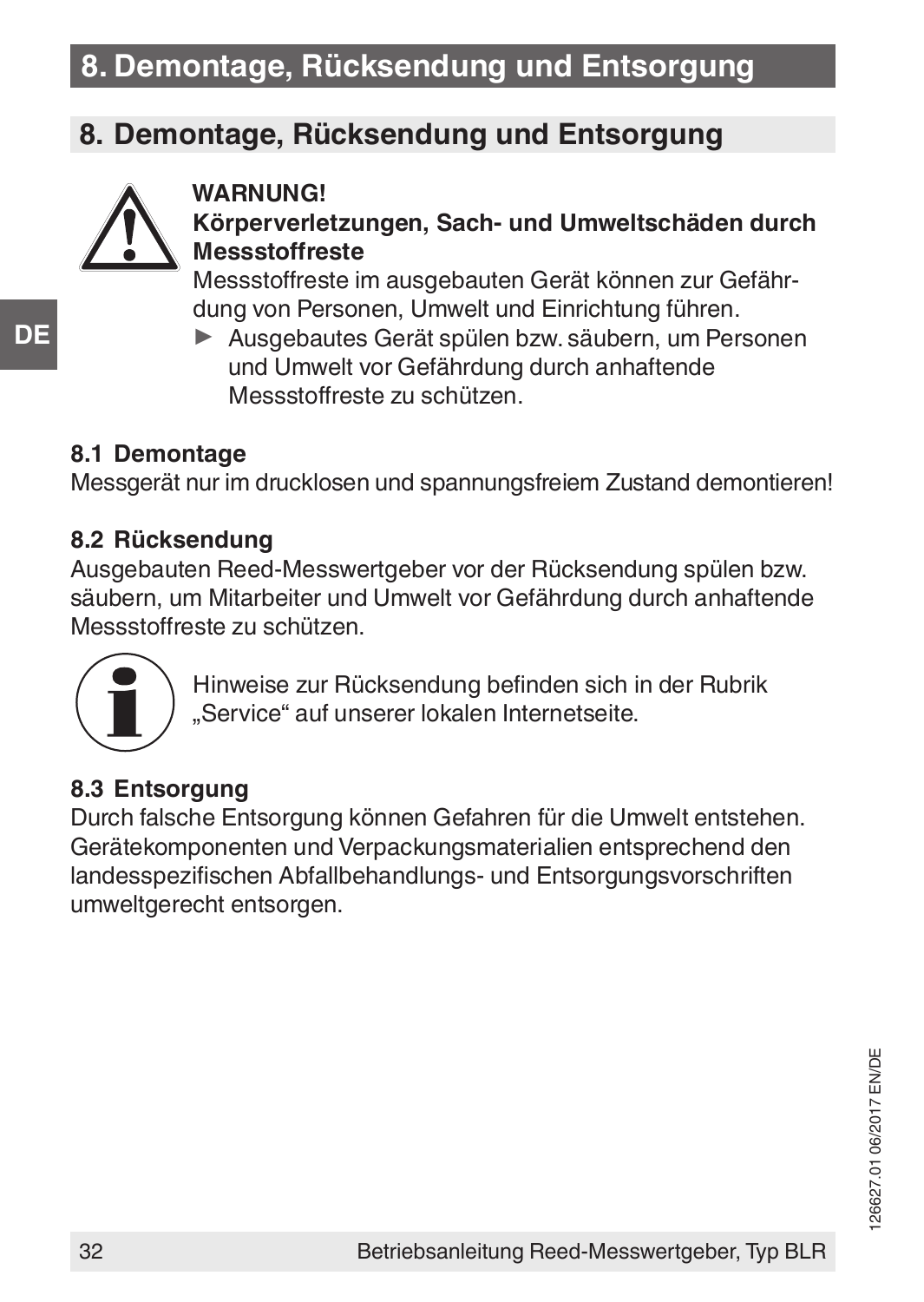# 8. Demontage, Rücksendung und Entsorgung

## 8. Demontage, Rücksendung und Entsorgung

**WARNUNG!**
**Körperverletzungen, Sach- und Umweltschäden durch Messstoffreste**
Messstoffreste im ausgebauten Gerät können zur Gefährdung von Personen, Umwelt und Einrichtung führen.

- Ausgebautes Gerät spülen bzw. säubern, um Personen und Umwelt vor Gefährdung durch anhaftende Messstoffreste zu schützen.

### 8.1 Demontage

Messgerät nur im drucklosen und spannungsfreiem Zustand demontieren!

### 8.2 Rücksendung

Ausgebauten Reed-Messwertgeber vor der Rücksendung spülen bzw. säubern, um Mitarbeiter und Umwelt vor Gefährdung durch anhaftende Messstoffreste zu schützen.

Hinweise zur Rücksendung befinden sich in der Rubrik „Service“ auf unserer lokalen Internetseite.

### 8.3 Entsorgung

Durch falsche Entsorgung können Gefahren für die Umwelt entstehen. Gerätekomponenten und Verpackungsmaterialien entsprechend den landesspezifischen Abfallbehandlungs- und Entsorgungsvorschriften umweltgerecht entsorgen.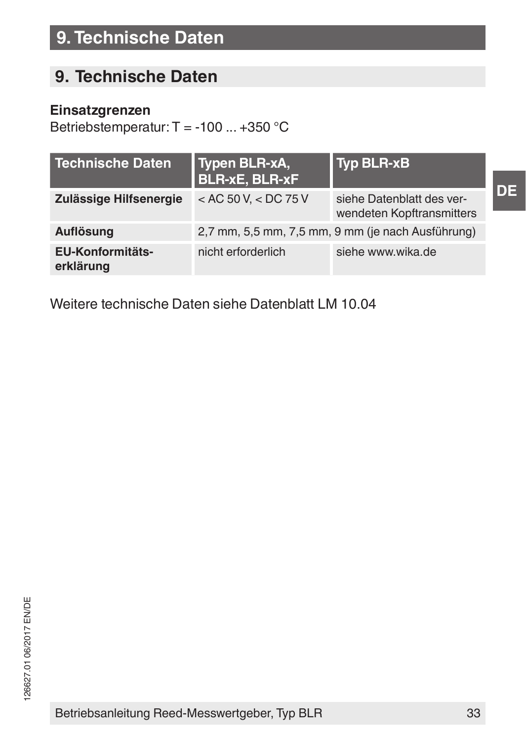## 9. Technische Daten

**Einsatzgrenzen**
Betriebstemperatur: T = -100 ... +350 °C

| Technische Daten | Typen BLR-xA, BLR-xE, BLR-xF | Typ BLR-xB |
|---|---|---|
| **Zulässige Hilfsenergie** | < AC 50 V, < DC 75 V | siehe Datenblatt des verwendeten Kopftransmitters |
| **Auflösung** | 2,7 mm, 5,5 mm, 7,5 mm, 9 mm (je nach Ausführung) | |
| **EU-Konformitätserklärung** | nicht erforderlich | siehe www.wika.de |

Weitere technische Daten siehe Datenblatt LM 10.04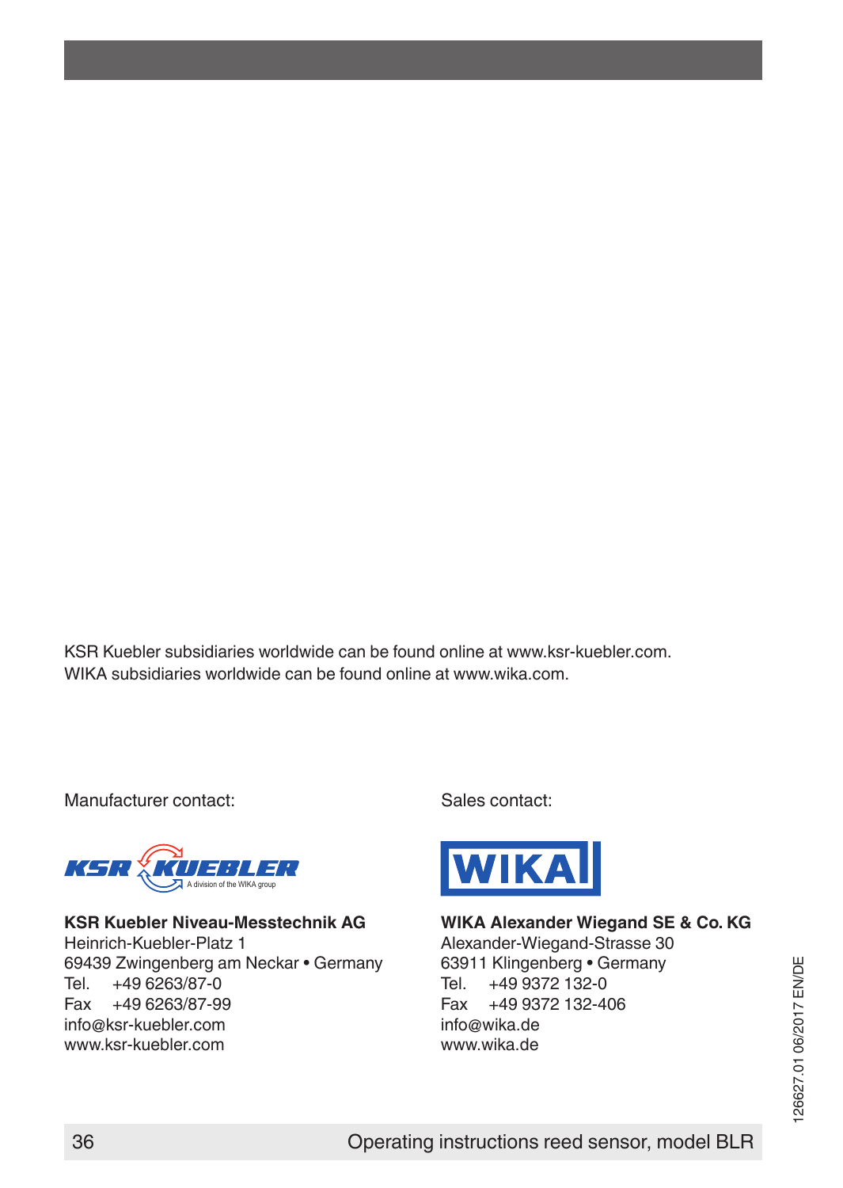KSR Kuebler subsidiaries worldwide can be found online at www.ksr-kuebler.com.
WIKA subsidiaries worldwide can be found online at www.wika.com.

Manufacturer contact:

KSR KUEBLER
A division of the WIKA group

**KSR Kuebler Niveau-Messtechnik AG**
Heinrich-Kuebler-Platz 1
69439 Zwingenberg am Neckar • Germany
Tel. +49 6263/87-0
Fax +49 6263/87-99
info@ksr-kuebler.com
www.ksr-kuebler.com

Sales contact:

WIKA

**WIKA Alexander Wiegand SE & Co. KG**
Alexander-Wiegand-Strasse 30
63911 Klingenberg • Germany
Tel. +49 9372 132-0
Fax +49 9372 132-406
info@wika.de
www.wika.de

126627.01 06/2017 EN/DE